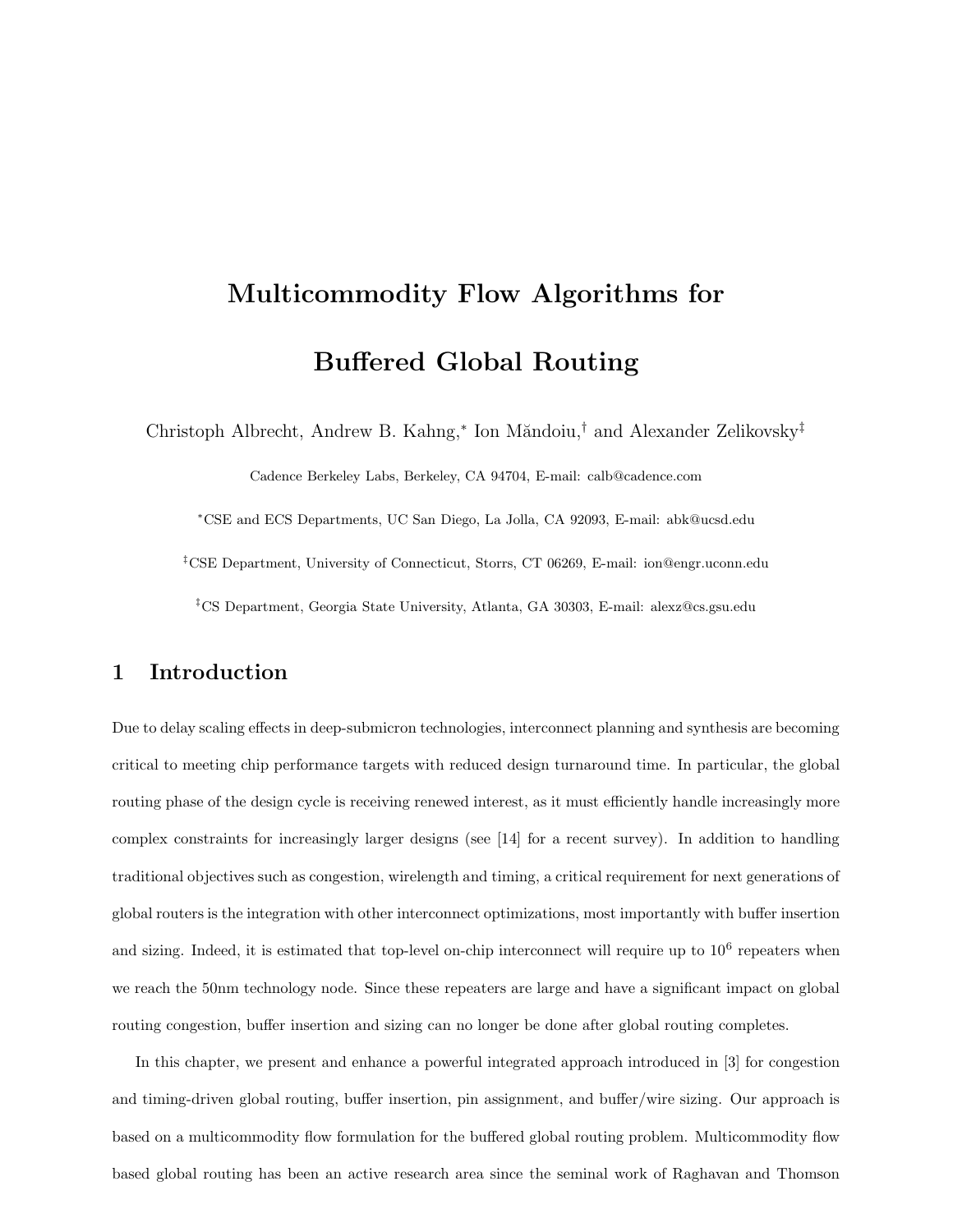# Multicommodity Flow Algorithms for Buffered Global Routing

Christoph Albrecht, Andrew B. Kahng,[*] Ion Măndoiu,[†] and Alexander Zelikovsky[‡]

Cadence Berkeley Labs, Berkeley, CA 94704, E-mail: calb@cadence.com

[*]CSE and ECS Departments, UC San Diego, La Jolla, CA 92093, E-mail: abk@ucsd.edu

[‡]CSE Department, University of Connecticut, Storrs, CT 06269, E-mail: ion@engr.uconn.edu

[‡]CS Department, Georgia State University, Atlanta, GA 30303, E-mail: alexz@cs.gsu.edu

## 1 Introduction

Due to delay scaling effects in deep-submicron technologies, interconnect planning and synthesis are becoming critical to meeting chip performance targets with reduced design turnaround time. In particular, the global routing phase of the design cycle is receiving renewed interest, as it must efficiently handle increasingly more complex constraints for increasingly larger designs (see [14] for a recent survey). In addition to handling traditional objectives such as congestion, wirelength and timing, a critical requirement for next generations of global routers is the integration with other interconnect optimizations, most importantly with buffer insertion and sizing. Indeed, it is estimated that top-level on-chip interconnect will require up to $10^6$ repeaters when we reach the 50nm technology node. Since these repeaters are large and have a significant impact on global routing congestion, buffer insertion and sizing can no longer be done after global routing completes.

In this chapter, we present and enhance a powerful integrated approach introduced in [3] for congestion and timing-driven global routing, buffer insertion, pin assignment, and buffer/wire sizing. Our approach is based on a multicommodity flow formulation for the buffered global routing problem. Multicommodity flow based global routing has been an active research area since the seminal work of Raghavan and Thomson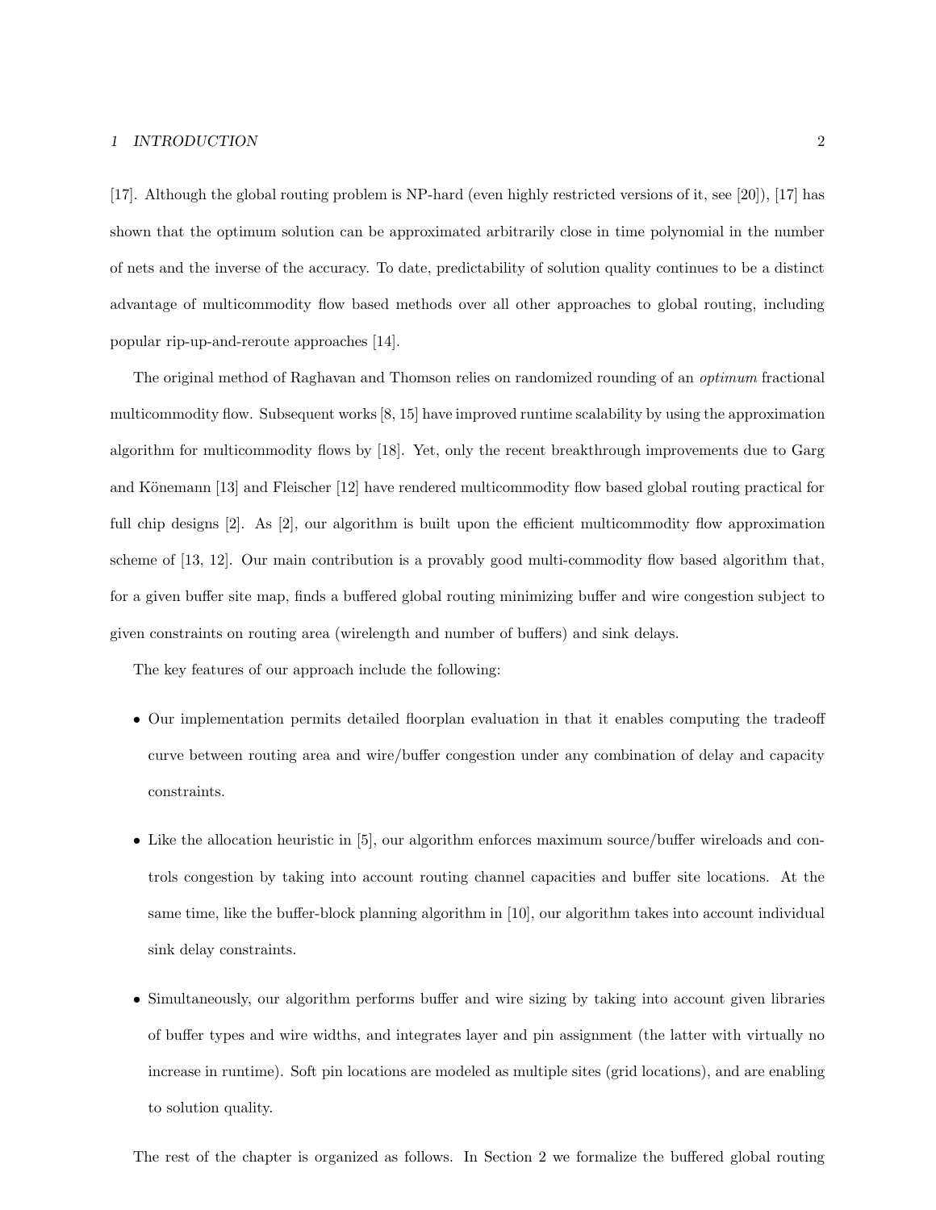[17]. Although the global routing problem is NP-hard (even highly restricted versions of it, see [20]), [17] has shown that the optimum solution can be approximated arbitrarily close in time polynomial in the number of nets and the inverse of the accuracy. To date, predictability of solution quality continues to be a distinct advantage of multicommodity flow based methods over all other approaches to global routing, including popular rip-up-and-reroute approaches [14].

The original method of Raghavan and Thomson relies on randomized rounding of an *optimum* fractional multicommodity flow. Subsequent works [8, 15] have improved runtime scalability by using the approximation algorithm for multicommodity flows by [18]. Yet, only the recent breakthrough improvements due to Garg and Könemann [13] and Fleischer [12] have rendered multicommodity flow based global routing practical for full chip designs [2]. As [2], our algorithm is built upon the efficient multicommodity flow approximation scheme of [13, 12]. Our main contribution is a provably good multi-commodity flow based algorithm that, for a given buffer site map, finds a buffered global routing minimizing buffer and wire congestion subject to given constraints on routing area (wirelength and number of buffers) and sink delays.

The key features of our approach include the following:

- Our implementation permits detailed floorplan evaluation in that it enables computing the tradeoff curve between routing area and wire/buffer congestion under any combination of delay and capacity constraints.
- Like the allocation heuristic in [5], our algorithm enforces maximum source/buffer wireloads and controls congestion by taking into account routing channel capacities and buffer site locations. At the same time, like the buffer-block planning algorithm in [10], our algorithm takes into account individual sink delay constraints.
- Simultaneously, our algorithm performs buffer and wire sizing by taking into account given libraries of buffer types and wire widths, and integrates layer and pin assignment (the latter with virtually no increase in runtime). Soft pin locations are modeled as multiple sites (grid locations), and are enabling to solution quality.

The rest of the chapter is organized as follows. In Section 2 we formalize the buffered global routing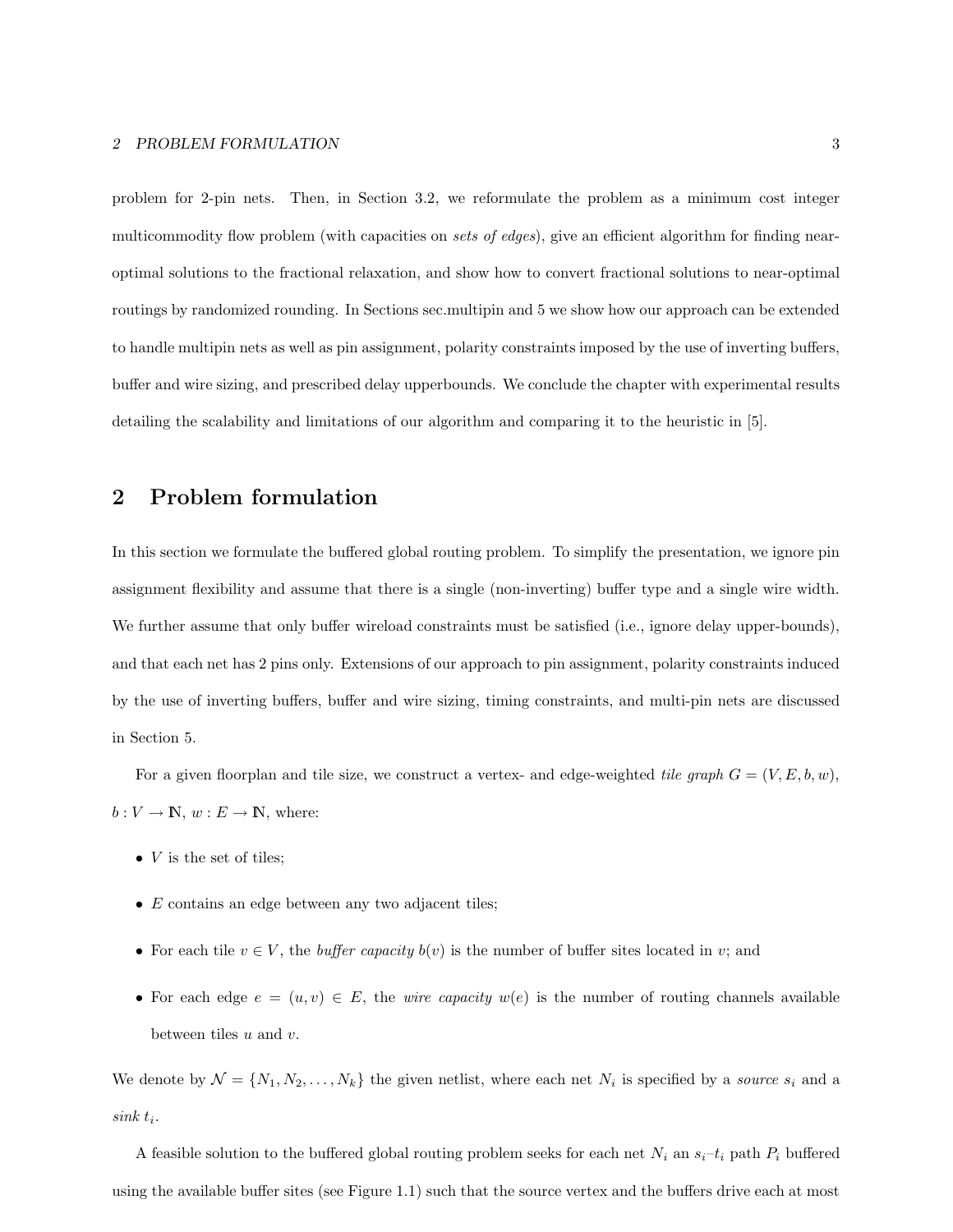problem for 2-pin nets. Then, in Section 3.2, we reformulate the problem as a minimum cost integer multicommodity flow problem (with capacities on *sets of edges*), give an efficient algorithm for finding near-optimal solutions to the fractional relaxation, and show how to convert fractional solutions to near-optimal routings by randomized rounding. In Sections sec.multipin and 5 we show how our approach can be extended to handle multipin nets as well as pin assignment, polarity constraints imposed by the use of inverting buffers, buffer and wire sizing, and prescribed delay upperbounds. We conclude the chapter with experimental results detailing the scalability and limitations of our algorithm and comparing it to the heuristic in [5].

## 2 Problem formulation

In this section we formulate the buffered global routing problem. To simplify the presentation, we ignore pin assignment flexibility and assume that there is a single (non-inverting) buffer type and a single wire width. We further assume that only buffer wireload constraints must be satisfied (i.e., ignore delay upper-bounds), and that each net has 2 pins only. Extensions of our approach to pin assignment, polarity constraints induced by the use of inverting buffers, buffer and wire sizing, timing constraints, and multi-pin nets are discussed in Section 5.

For a given floorplan and tile size, we construct a vertex- and edge-weighted *tile graph* $G = (V, E, b, w)$, $b : V \to \mathbb{N}$, $w : E \to \mathbb{N}$, where:

- $V$ is the set of tiles;
- $E$ contains an edge between any two adjacent tiles;
- For each tile $v \in V$, the *buffer capacity* $b(v)$ is the number of buffer sites located in $v$; and
- For each edge $e = (u, v) \in E$, the *wire capacity* $w(e)$ is the number of routing channels available between tiles $u$ and $v$.

We denote by $\mathcal{N} = \{N_1, N_2, \ldots, N_k\}$ the given netlist, where each net $N_i$ is specified by a *source* $s_i$ and a *sink* $t_i$.

A feasible solution to the buffered global routing problem seeks for each net $N_i$ an $s_i$–$t_i$ path $P_i$ buffered using the available buffer sites (see Figure 1.1) such that the source vertex and the buffers drive each at most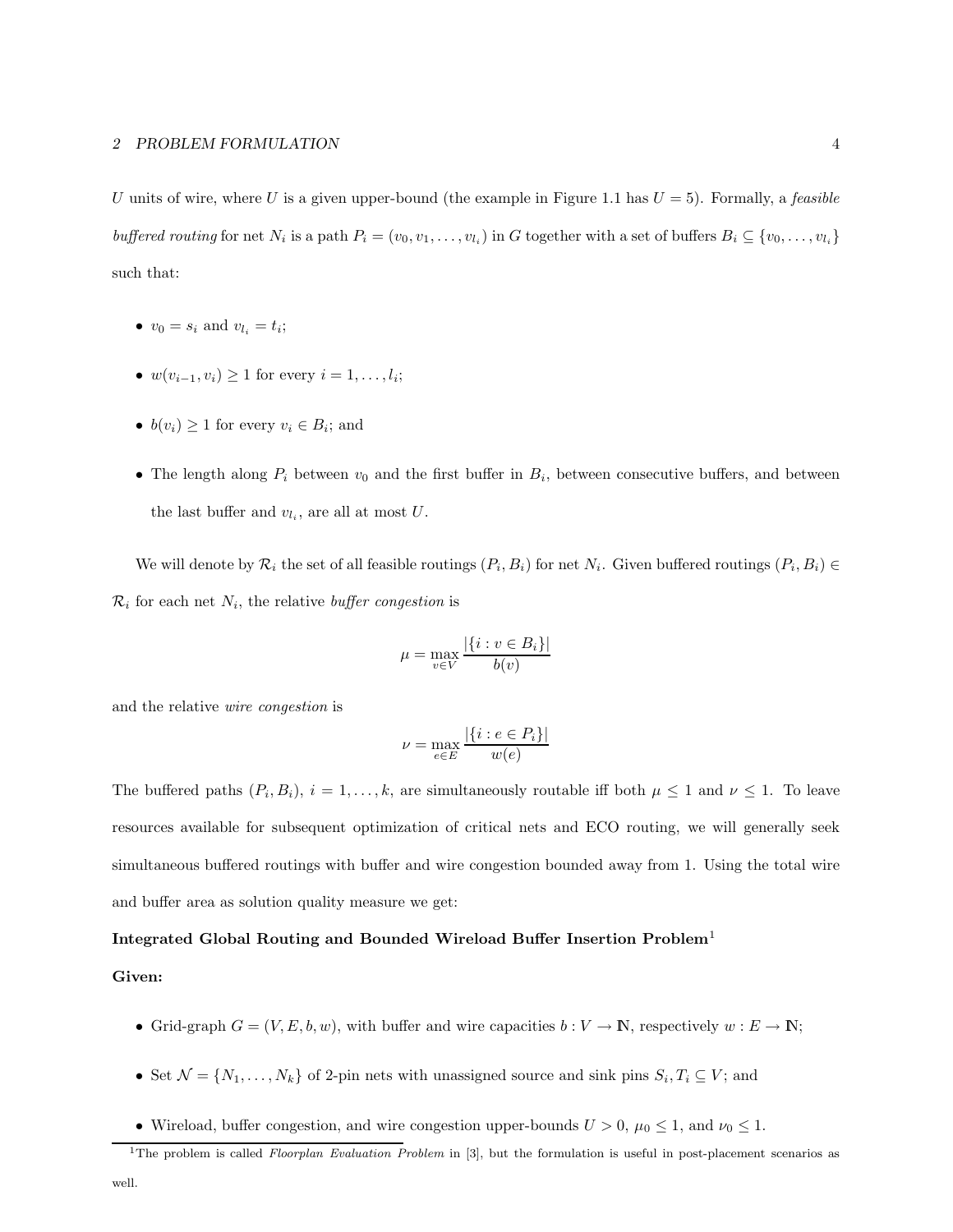$U$ units of wire, where $U$ is a given upper-bound (the example in Figure 1.1 has $U = 5$). Formally, a *feasible buffered routing* for net $N_i$ is a path $P_i = (v_0, v_1, \ldots, v_{l_i})$ in $G$ together with a set of buffers $B_i \subseteq \{v_0, \ldots, v_{l_i}\}$ such that:

- $v_0 = s_i$ and $v_{l_i} = t_i$;
- $w(v_{i-1}, v_i) \geq 1$ for every $i = 1, \ldots, l_i$;
- $b(v_i) \geq 1$ for every $v_i \in B_i$; and
- The length along $P_i$ between $v_0$ and the first buffer in $B_i$, between consecutive buffers, and between the last buffer and $v_{l_i}$, are all at most $U$.

We will denote by $\mathcal{R}_i$ the set of all feasible routings $(P_i, B_i)$ for net $N_i$. Given buffered routings $(P_i, B_i) \in \mathcal{R}_i$ for each net $N_i$, the relative *buffer congestion* is

$$\mu = \max_{v \in V} \frac{|\{i : v \in B_i\}|}{b(v)}$$

and the relative *wire congestion* is

$$\nu = \max_{e \in E} \frac{|\{i : e \in P_i\}|}{w(e)}$$

The buffered paths $(P_i, B_i)$, $i = 1, \ldots, k$, are simultaneously routable iff both $\mu \leq 1$ and $\nu \leq 1$. To leave resources available for subsequent optimization of critical nets and ECO routing, we will generally seek simultaneous buffered routings with buffer and wire congestion bounded away from 1. Using the total wire and buffer area as solution quality measure we get:

**Integrated Global Routing and Bounded Wireload Buffer Insertion Problem**[1]

**Given:**

- Grid-graph $G = (V, E, b, w)$, with buffer and wire capacities $b : V \to \mathbb{N}$, respectively $w : E \to \mathbb{N}$;
- Set $\mathcal{N} = \{N_1, \ldots, N_k\}$ of 2-pin nets with unassigned source and sink pins $S_i, T_i \subseteq V$; and
- Wireload, buffer congestion, and wire congestion upper-bounds $U > 0$, $\mu_0 \leq 1$, and $\nu_0 \leq 1$.

[1] The problem is called *Floorplan Evaluation Problem* in [3], but the formulation is useful in post-placement scenarios as well.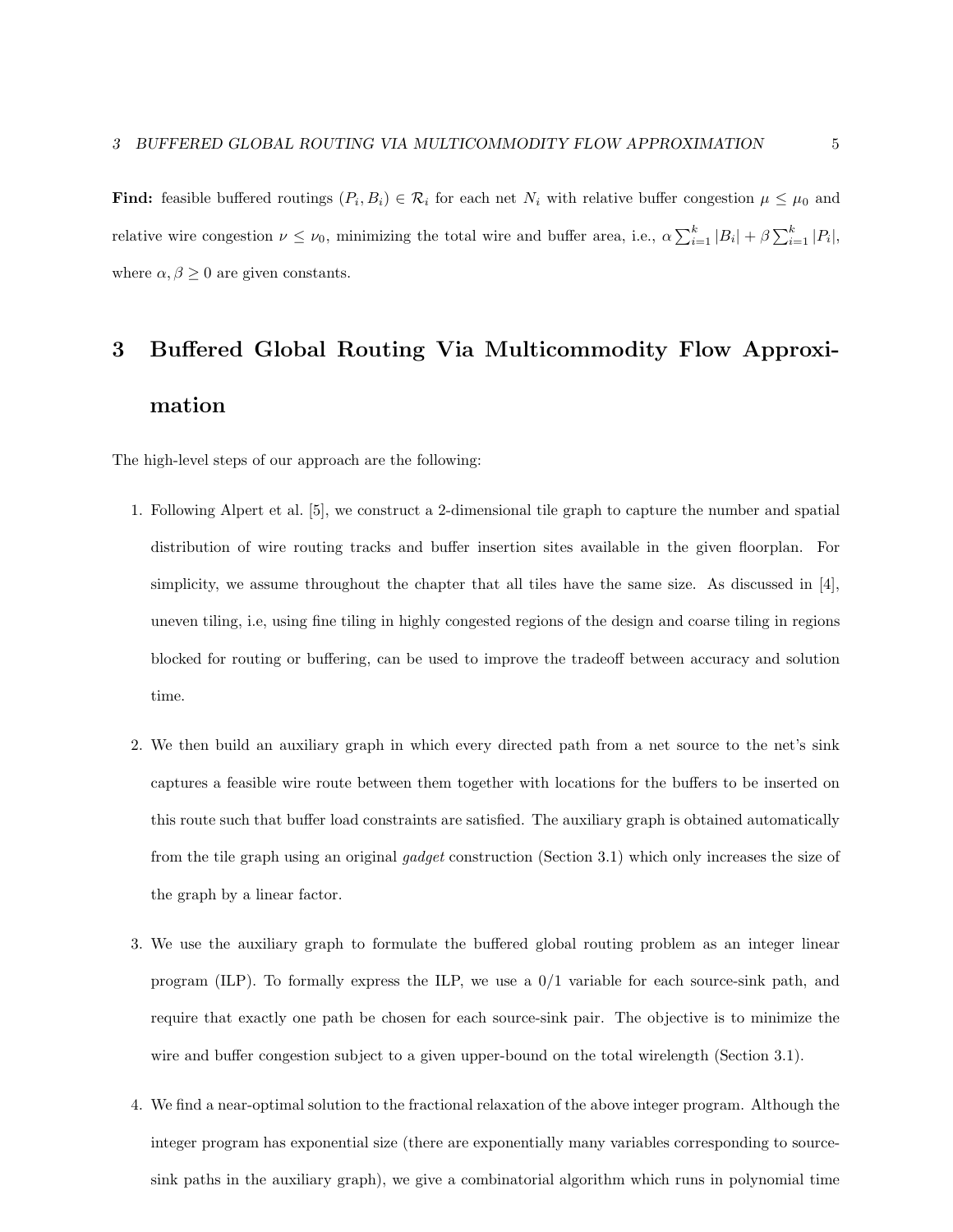**Find:** feasible buffered routings $(P_i, B_i) \in \mathcal{R}_i$ for each net $N_i$ with relative buffer congestion $\mu \leq \mu_0$ and relative wire congestion $\nu \leq \nu_0$, minimizing the total wire and buffer area, i.e., $\alpha \sum_{i=1}^{k} |B_i| + \beta \sum_{i=1}^{k} |P_i|$, where $\alpha, \beta \geq 0$ are given constants.

# 3 Buffered Global Routing Via Multicommodity Flow Approximation

The high-level steps of our approach are the following:

1. Following Alpert et al. [5], we construct a 2-dimensional tile graph to capture the number and spatial distribution of wire routing tracks and buffer insertion sites available in the given floorplan. For simplicity, we assume throughout the chapter that all tiles have the same size. As discussed in [4], uneven tiling, i.e, using fine tiling in highly congested regions of the design and coarse tiling in regions blocked for routing or buffering, can be used to improve the tradeoff between accuracy and solution time.

2. We then build an auxiliary graph in which every directed path from a net source to the net's sink captures a feasible wire route between them together with locations for the buffers to be inserted on this route such that buffer load constraints are satisfied. The auxiliary graph is obtained automatically from the tile graph using an original *gadget* construction (Section 3.1) which only increases the size of the graph by a linear factor.

3. We use the auxiliary graph to formulate the buffered global routing problem as an integer linear program (ILP). To formally express the ILP, we use a 0/1 variable for each source-sink path, and require that exactly one path be chosen for each source-sink pair. The objective is to minimize the wire and buffer congestion subject to a given upper-bound on the total wirelength (Section 3.1).

4. We find a near-optimal solution to the fractional relaxation of the above integer program. Although the integer program has exponential size (there are exponentially many variables corresponding to source-sink paths in the auxiliary graph), we give a combinatorial algorithm which runs in polynomial time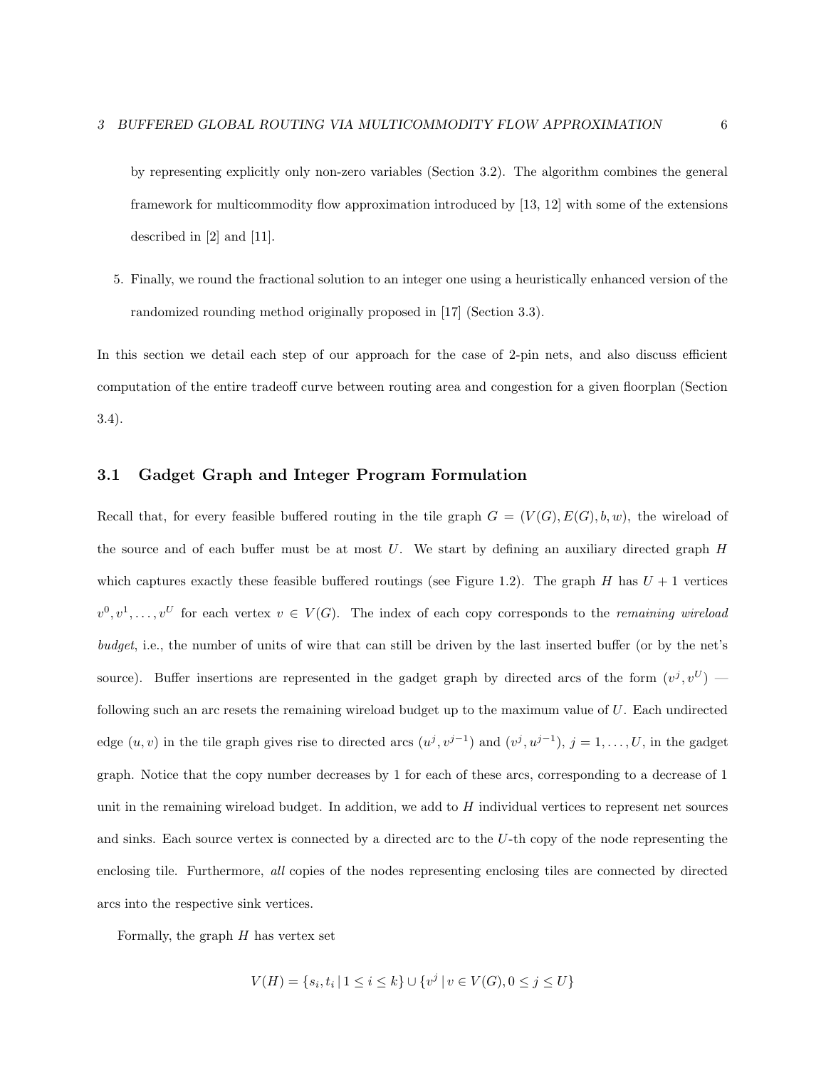by representing explicitly only non-zero variables (Section 3.2). The algorithm combines the general framework for multicommodity flow approximation introduced by [13, 12] with some of the extensions described in [2] and [11].

5. Finally, we round the fractional solution to an integer one using a heuristically enhanced version of the randomized rounding method originally proposed in [17] (Section 3.3).

In this section we detail each step of our approach for the case of 2-pin nets, and also discuss efficient computation of the entire tradeoff curve between routing area and congestion for a given floorplan (Section 3.4).

### 3.1 Gadget Graph and Integer Program Formulation

Recall that, for every feasible buffered routing in the tile graph $G = (V(G), E(G), b, w)$, the wireload of the source and of each buffer must be at most $U$. We start by defining an auxiliary directed graph $H$ which captures exactly these feasible buffered routings (see Figure 1.2). The graph $H$ has $U + 1$ vertices $v^0, v^1, \ldots, v^U$ for each vertex $v \in V(G)$. The index of each copy corresponds to the *remaining wireload budget*, i.e., the number of units of wire that can still be driven by the last inserted buffer (or by the net's source). Buffer insertions are represented in the gadget graph by directed arcs of the form $(v^j, v^U)$ — following such an arc resets the remaining wireload budget up to the maximum value of $U$. Each undirected edge $(u, v)$ in the tile graph gives rise to directed arcs $(u^j, v^{j-1})$ and $(v^j, u^{j-1})$, $j = 1, \ldots, U$, in the gadget graph. Notice that the copy number decreases by 1 for each of these arcs, corresponding to a decrease of 1 unit in the remaining wireload budget. In addition, we add to $H$ individual vertices to represent net sources and sinks. Each source vertex is connected by a directed arc to the $U$-th copy of the node representing the enclosing tile. Furthermore, *all* copies of the nodes representing enclosing tiles are connected by directed arcs into the respective sink vertices.

Formally, the graph $H$ has vertex set

$$V(H) = \{s_i, t_i \mid 1 \leq i \leq k\} \cup \{v^j \mid v \in V(G), 0 \leq j \leq U\}$$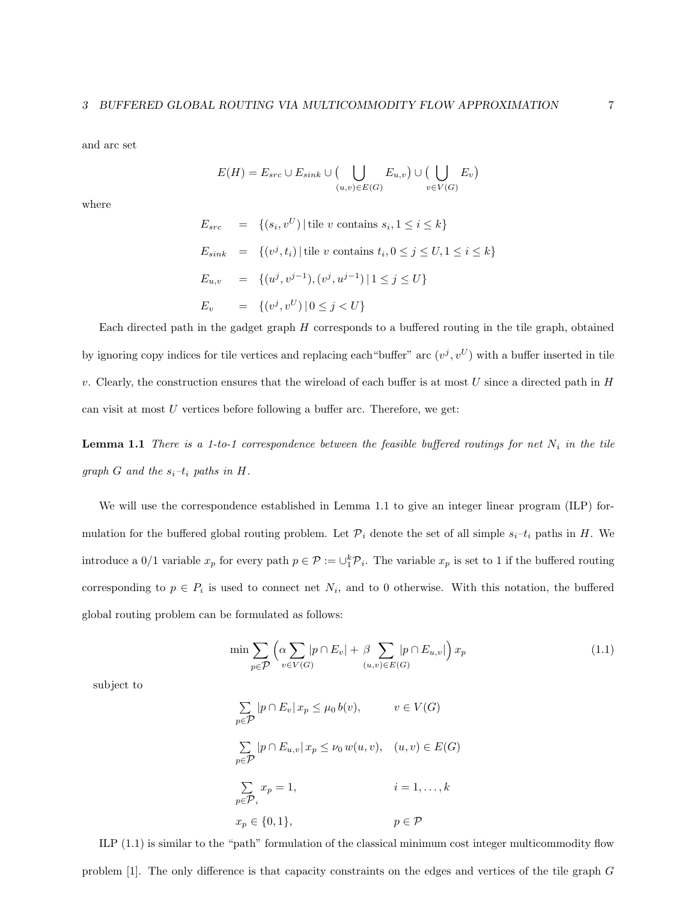and arc set

$$E(H) = E_{src} \cup E_{sink} \cup \big( \bigcup_{(u,v)\in E(G)} E_{u,v} \big) \cup \big( \bigcup_{v \in V(G)} E_v \big)$$

where

$$
\begin{aligned}
E_{src} &= \{(s_i, v^U) \,|\, \text{tile } v \text{ contains } s_i, 1 \le i \le k\} \\
E_{sink} &= \{(v^j, t_i) \,|\, \text{tile } v \text{ contains } t_i, 0 \le j \le U, 1 \le i \le k\} \\
E_{u,v} &= \{(u^j, v^{j-1}), (v^j, u^{j-1}) \,|\, 1 \le j \le U\} \\
E_v &= \{(v^j, v^U) \,|\, 0 \le j < U\}
\end{aligned}
$$

Each directed path in the gadget graph $H$ corresponds to a buffered routing in the tile graph, obtained by ignoring copy indices for tile vertices and replacing each"buffer" arc $(v^j, v^U)$ with a buffer inserted in tile $v$. Clearly, the construction ensures that the wireload of each buffer is at most $U$ since a directed path in $H$ can visit at most $U$ vertices before following a buffer arc. Therefore, we get:

**Lemma 1.1** *There is a 1-to-1 correspondence between the feasible buffered routings for net $N_i$ in the tile graph $G$ and the $s_i$–$t_i$ paths in $H$.*

We will use the correspondence established in Lemma 1.1 to give an integer linear program (ILP) formulation for the buffered global routing problem. Let $\mathcal{P}_i$ denote the set of all simple $s_i$–$t_i$ paths in $H$. We introduce a 0/1 variable $x_p$ for every path $p \in \mathcal{P} := \cup_1^k \mathcal{P}_i$. The variable $x_p$ is set to 1 if the buffered routing corresponding to $p \in P_i$ is used to connect net $N_i$, and to 0 otherwise. With this notation, the buffered global routing problem can be formulated as follows:

$$\min \sum_{p \in \mathcal{P}} \Big( \alpha \sum_{v \in V(G)} |p \cap E_v| + \beta \sum_{(u,v)\in E(G)} |p \cap E_{u,v}| \Big) x_p \tag{1.1}$$

subject to

$$
\begin{aligned}
&\sum_{p \in \mathcal{P}} |p \cap E_v| \, x_p \le \mu_0 \, b(v), && v \in V(G) \\
&\sum_{p \in \mathcal{P}} |p \cap E_{u,v}| \, x_p \le \nu_0 \, w(u,v), && (u,v) \in E(G) \\
&\sum_{p \in \mathcal{P}_i} x_p = 1, && i = 1, \ldots, k \\
&x_p \in \{0,1\}, && p \in \mathcal{P}
\end{aligned}
$$

ILP (1.1) is similar to the "path" formulation of the classical minimum cost integer multicommodity flow problem [1]. The only difference is that capacity constraints on the edges and vertices of the tile graph $G$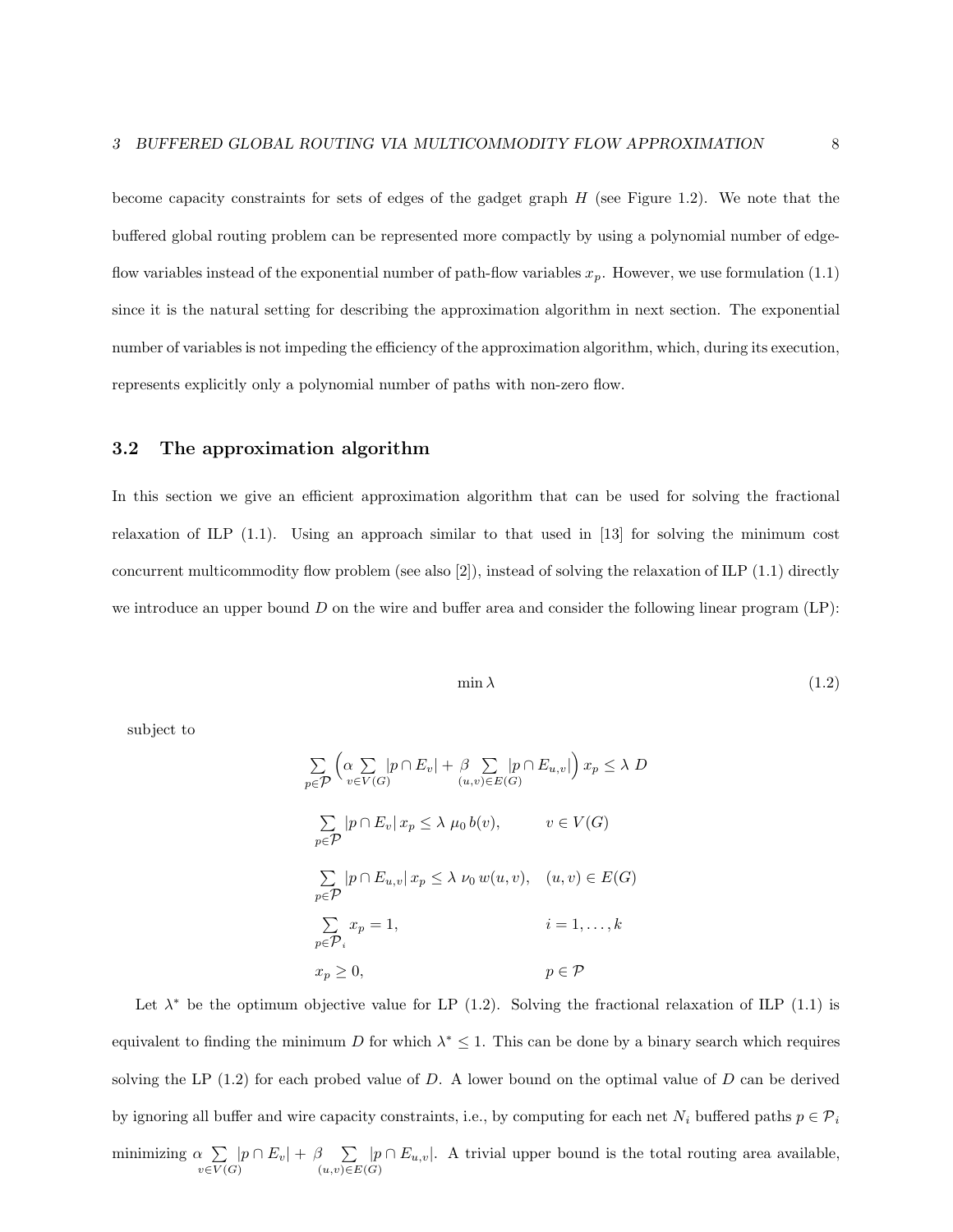become capacity constraints for sets of edges of the gadget graph $H$ (see Figure 1.2). We note that the buffered global routing problem can be represented more compactly by using a polynomial number of edge-flow variables instead of the exponential number of path-flow variables $x_p$. However, we use formulation (1.1) since it is the natural setting for describing the approximation algorithm in next section. The exponential number of variables is not impeding the efficiency of the approximation algorithm, which, during its execution, represents explicitly only a polynomial number of paths with non-zero flow.

## 3.2 The approximation algorithm

In this section we give an efficient approximation algorithm that can be used for solving the fractional relaxation of ILP (1.1). Using an approach similar to that used in [13] for solving the minimum cost concurrent multicommodity flow problem (see also [2]), instead of solving the relaxation of ILP (1.1) directly we introduce an upper bound $D$ on the wire and buffer area and consider the following linear program (LP):

$$\min \lambda \tag{1.2}$$

subject to

$$\sum_{p\in\mathcal{P}} \Big( \alpha \sum_{v\in V(G)} |p\cap E_v| + \beta \sum_{(u,v)\in E(G)} |p \cap E_{u,v}| \Big)\, x_p \le \lambda\ D$$

$$\sum_{p\in\mathcal{P}} |p\cap E_v|\, x_p \le \lambda\ \mu_0\, b(v), \qquad v\in V(G)$$

$$\sum_{p\in\mathcal{P}} |p\cap E_{u,v}|\, x_p \le \lambda\ \nu_0\, w(u,v), \quad (u,v)\in E(G)$$

$$\sum_{p\in\mathcal{P}_i} x_p = 1, \qquad i = 1,\ldots,k$$

$$x_p \ge 0, \qquad p\in\mathcal{P}$$

Let $\lambda^*$ be the optimum objective value for LP (1.2). Solving the fractional relaxation of ILP (1.1) is equivalent to finding the minimum $D$ for which $\lambda^* \le 1$. This can be done by a binary search which requires solving the LP (1.2) for each probed value of $D$. A lower bound on the optimal value of $D$ can be derived by ignoring all buffer and wire capacity constraints, i.e., by computing for each net $N_i$ buffered paths $p\in\mathcal{P}_i$ minimizing $\alpha \sum_{v\in V(G)} |p\cap E_v| + \beta \sum_{(u,v)\in E(G)} |p\cap E_{u,v}|$. A trivial upper bound is the total routing area available,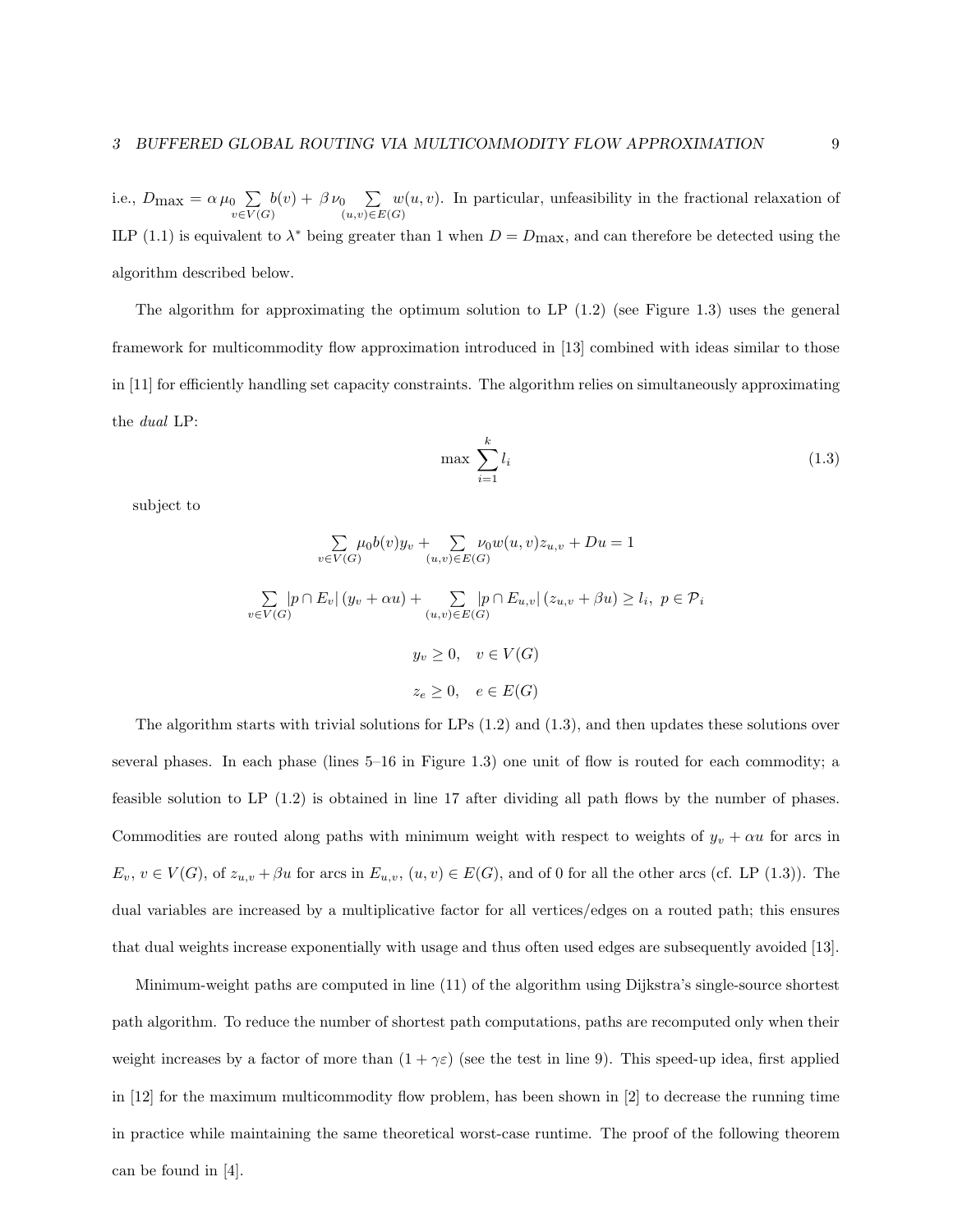i.e., $D_{\max} = \alpha \, \mu_0 \sum_{v \in V(G)} b(v) + \beta \, \nu_0 \sum_{(u,v) \in E(G)} w(u,v)$. In particular, unfeasibility in the fractional relaxation of ILP (1.1) is equivalent to $\lambda^*$ being greater than 1 when $D = D_{\max}$, and can therefore be detected using the algorithm described below.

The algorithm for approximating the optimum solution to LP (1.2) (see Figure 1.3) uses the general framework for multicommodity flow approximation introduced in [13] combined with ideas similar to those in [11] for efficiently handling set capacity constraints. The algorithm relies on simultaneously approximating the *dual* LP:

$$\max \sum_{i=1}^{k} l_i \tag{1.3}$$

subject to

$$\sum_{v \in V(G)} \mu_0 b(v) y_v + \sum_{(u,v) \in E(G)} \nu_0 w(u,v) z_{u,v} + Du = 1$$

$$\sum_{v \in V(G)} |p \cap E_v| \, (y_v + \alpha u) + \sum_{(u,v) \in E(G)} |p \cap E_{u,v}| \, (z_{u,v} + \beta u) \geq l_i, \;\; p \in \mathcal{P}_i$$

$$y_v \geq 0, \quad v \in V(G)$$

$$z_e \geq 0, \quad e \in E(G)$$

The algorithm starts with trivial solutions for LPs (1.2) and (1.3), and then updates these solutions over several phases. In each phase (lines 5–16 in Figure 1.3) one unit of flow is routed for each commodity; a feasible solution to LP (1.2) is obtained in line 17 after dividing all path flows by the number of phases. Commodities are routed along paths with minimum weight with respect to weights of $y_v + \alpha u$ for arcs in $E_v$, $v \in V(G)$, of $z_{u,v} + \beta u$ for arcs in $E_{u,v}$, $(u,v) \in E(G)$, and of 0 for all the other arcs (cf. LP (1.3)). The dual variables are increased by a multiplicative factor for all vertices/edges on a routed path; this ensures that dual weights increase exponentially with usage and thus often used edges are subsequently avoided [13].

Minimum-weight paths are computed in line (11) of the algorithm using Dijkstra's single-source shortest path algorithm. To reduce the number of shortest path computations, paths are recomputed only when their weight increases by a factor of more than $(1 + \gamma\varepsilon)$ (see the test in line 9). This speed-up idea, first applied in [12] for the maximum multicommodity flow problem, has been shown in [2] to decrease the running time in practice while maintaining the same theoretical worst-case runtime. The proof of the following theorem can be found in [4].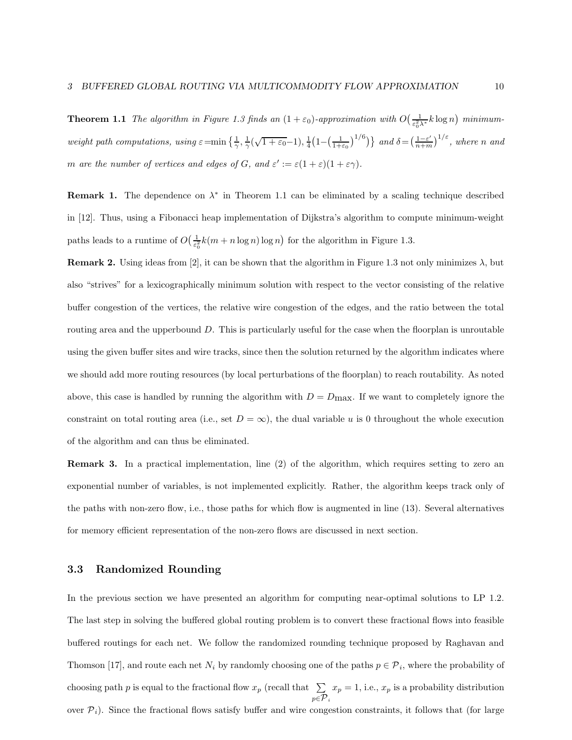**Theorem 1.1** *The algorithm in Figure 1.3 finds an $(1+\varepsilon_0)$-approximation with $O\big(\frac{1}{\varepsilon_0^2\lambda^*}k\log n\big)$ minimum-weight path computations, using $\varepsilon = \min\big\{\frac{1}{\gamma}, \frac{1}{\gamma}(\sqrt{1+\varepsilon_0}-1), \frac{1}{4}\big(1-\big(\frac{1}{1+\varepsilon_0}\big)^{1/6}\big)\big\}$ and $\delta = \big(\frac{1-\varepsilon'}{n+m}\big)^{1/\varepsilon}$, where $n$ and $m$ are the number of vertices and edges of $G$, and $\varepsilon' := \varepsilon(1+\varepsilon)(1+\varepsilon\gamma)$.*

**Remark 1.** The dependence on $\lambda^*$ in Theorem 1.1 can be eliminated by a scaling technique described in [12]. Thus, using a Fibonacci heap implementation of Dijkstra's algorithm to compute minimum-weight paths leads to a runtime of $O\big(\frac{1}{\varepsilon_0^2}k(m+n\log n)\log n\big)$ for the algorithm in Figure 1.3.

**Remark 2.** Using ideas from [2], it can be shown that the algorithm in Figure 1.3 not only minimizes $\lambda$, but also "strives" for a lexicographically minimum solution with respect to the vector consisting of the relative buffer congestion of the vertices, the relative wire congestion of the edges, and the ratio between the total routing area and the upperbound $D$. This is particularly useful for the case when the floorplan is unroutable using the given buffer sites and wire tracks, since then the solution returned by the algorithm indicates where we should add more routing resources (by local perturbations of the floorplan) to reach routability. As noted above, this case is handled by running the algorithm with $D = D_{\max}$. If we want to completely ignore the constraint on total routing area (i.e., set $D = \infty$), the dual variable $u$ is 0 throughout the whole execution of the algorithm and can thus be eliminated.

**Remark 3.** In a practical implementation, line (2) of the algorithm, which requires setting to zero an exponential number of variables, is not implemented explicitly. Rather, the algorithm keeps track only of the paths with non-zero flow, i.e., those paths for which flow is augmented in line (13). Several alternatives for memory efficient representation of the non-zero flows are discussed in next section.

### 3.3 Randomized Rounding

In the previous section we have presented an algorithm for computing near-optimal solutions to LP 1.2. The last step in solving the buffered global routing problem is to convert these fractional flows into feasible buffered routings for each net. We follow the randomized rounding technique proposed by Raghavan and Thomson [17], and route each net $N_i$ by randomly choosing one of the paths $p \in \mathcal{P}_i$, where the probability of choosing path $p$ is equal to the fractional flow $x_p$ (recall that $\sum_{p\in\mathcal{P}_i} x_p = 1$, i.e., $x_p$ is a probability distribution over $\mathcal{P}_i$). Since the fractional flows satisfy buffer and wire congestion constraints, it follows that (for large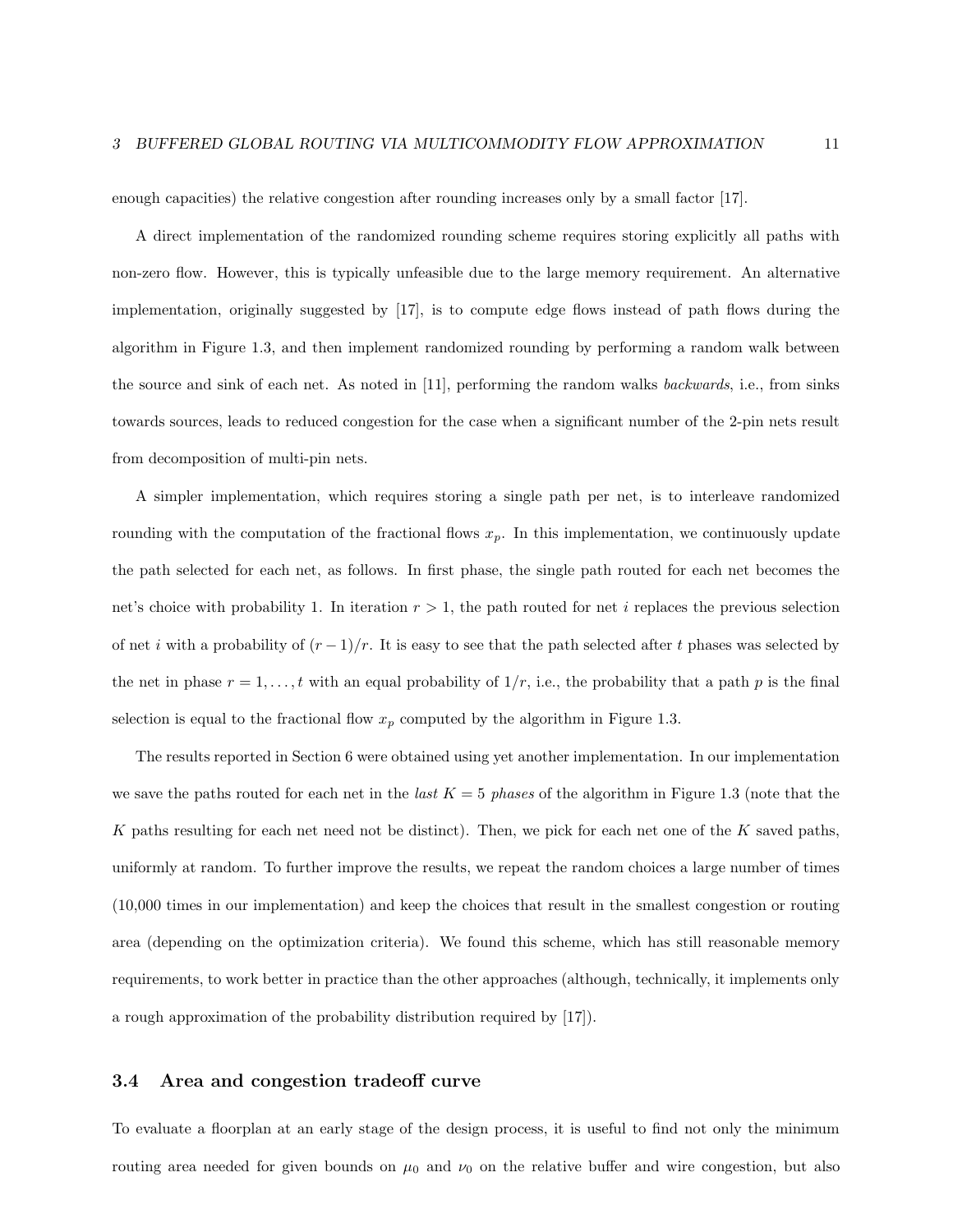enough capacities) the relative congestion after rounding increases only by a small factor [17].

A direct implementation of the randomized rounding scheme requires storing explicitly all paths with non-zero flow. However, this is typically unfeasible due to the large memory requirement. An alternative implementation, originally suggested by [17], is to compute edge flows instead of path flows during the algorithm in Figure 1.3, and then implement randomized rounding by performing a random walk between the source and sink of each net. As noted in [11], performing the random walks *backwards*, i.e., from sinks towards sources, leads to reduced congestion for the case when a significant number of the 2-pin nets result from decomposition of multi-pin nets.

A simpler implementation, which requires storing a single path per net, is to interleave randomized rounding with the computation of the fractional flows $x_p$. In this implementation, we continuously update the path selected for each net, as follows. In first phase, the single path routed for each net becomes the net's choice with probability 1. In iteration $r > 1$, the path routed for net $i$ replaces the previous selection of net $i$ with a probability of $(r-1)/r$. It is easy to see that the path selected after $t$ phases was selected by the net in phase $r = 1, \ldots, t$ with an equal probability of $1/r$, i.e., the probability that a path $p$ is the final selection is equal to the fractional flow $x_p$ computed by the algorithm in Figure 1.3.

The results reported in Section 6 were obtained using yet another implementation. In our implementation we save the paths routed for each net in the *last* $K = 5$ *phases* of the algorithm in Figure 1.3 (note that the $K$ paths resulting for each net need not be distinct). Then, we pick for each net one of the $K$ saved paths, uniformly at random. To further improve the results, we repeat the random choices a large number of times (10,000 times in our implementation) and keep the choices that result in the smallest congestion or routing area (depending on the optimization criteria). We found this scheme, which has still reasonable memory requirements, to work better in practice than the other approaches (although, technically, it implements only a rough approximation of the probability distribution required by [17]).

### 3.4 Area and congestion tradeoff curve

To evaluate a floorplan at an early stage of the design process, it is useful to find not only the minimum routing area needed for given bounds on $\mu_0$ and $\nu_0$ on the relative buffer and wire congestion, but also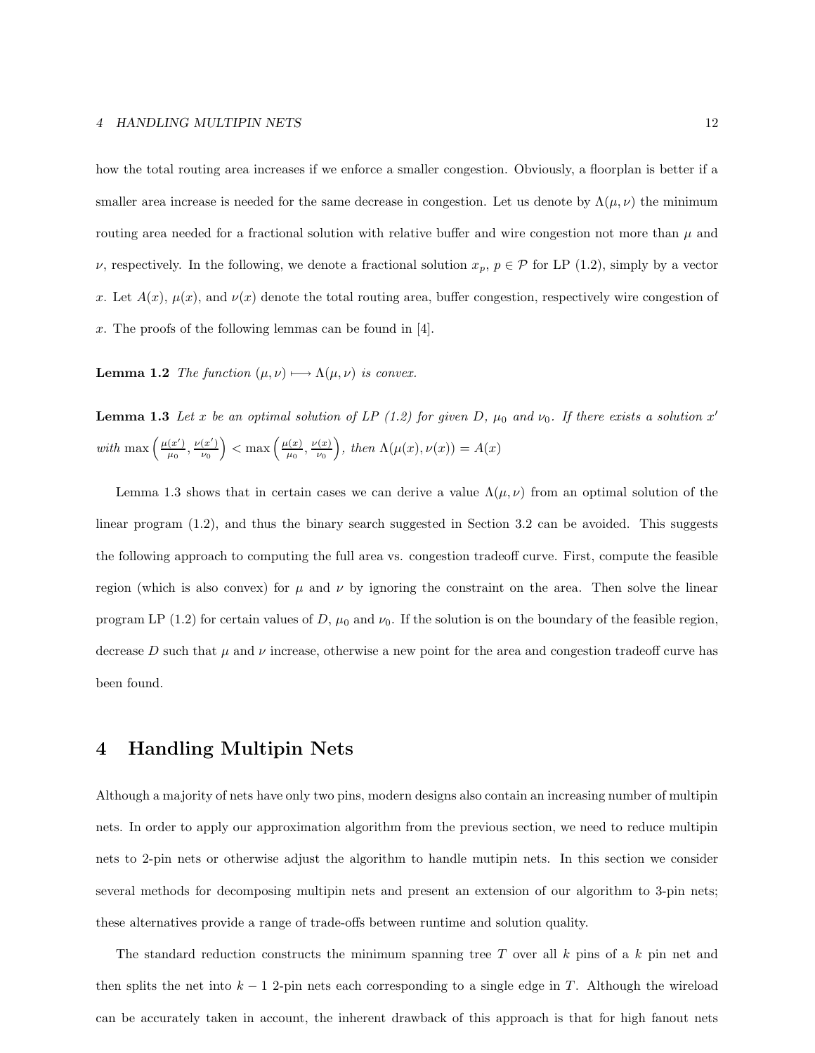how the total routing area increases if we enforce a smaller congestion. Obviously, a floorplan is better if a smaller area increase is needed for the same decrease in congestion. Let us denote by $\Lambda(\mu, \nu)$ the minimum routing area needed for a fractional solution with relative buffer and wire congestion not more than $\mu$ and $\nu$, respectively. In the following, we denote a fractional solution $x_p$, $p \in \mathcal{P}$ for LP (1.2), simply by a vector $x$. Let $A(x)$, $\mu(x)$, and $\nu(x)$ denote the total routing area, buffer congestion, respectively wire congestion of $x$. The proofs of the following lemmas can be found in [4].

**Lemma 1.2** *The function $(\mu, \nu) \longmapsto \Lambda(\mu, \nu)$ is convex.*

**Lemma 1.3** *Let $x$ be an optimal solution of LP (1.2) for given $D$, $\mu_0$ and $\nu_0$. If there exists a solution $x'$ with $\max\left(\frac{\mu(x')}{\mu_0}, \frac{\nu(x')}{\nu_0}\right) < \max\left(\frac{\mu(x)}{\mu_0}, \frac{\nu(x)}{\nu_0}\right)$, then $\Lambda(\mu(x), \nu(x)) = A(x)$*

Lemma 1.3 shows that in certain cases we can derive a value $\Lambda(\mu, \nu)$ from an optimal solution of the linear program (1.2), and thus the binary search suggested in Section 3.2 can be avoided. This suggests the following approach to computing the full area vs. congestion tradeoff curve. First, compute the feasible region (which is also convex) for $\mu$ and $\nu$ by ignoring the constraint on the area. Then solve the linear program LP (1.2) for certain values of $D$, $\mu_0$ and $\nu_0$. If the solution is on the boundary of the feasible region, decrease $D$ such that $\mu$ and $\nu$ increase, otherwise a new point for the area and congestion tradeoff curve has been found.

# 4 Handling Multipin Nets

Although a majority of nets have only two pins, modern designs also contain an increasing number of multipin nets. In order to apply our approximation algorithm from the previous section, we need to reduce multipin nets to 2-pin nets or otherwise adjust the algorithm to handle mutipin nets. In this section we consider several methods for decomposing multipin nets and present an extension of our algorithm to 3-pin nets; these alternatives provide a range of trade-offs between runtime and solution quality.

The standard reduction constructs the minimum spanning tree $T$ over all $k$ pins of a $k$ pin net and then splits the net into $k-1$ 2-pin nets each corresponding to a single edge in $T$. Although the wireload can be accurately taken in account, the inherent drawback of this approach is that for high fanout nets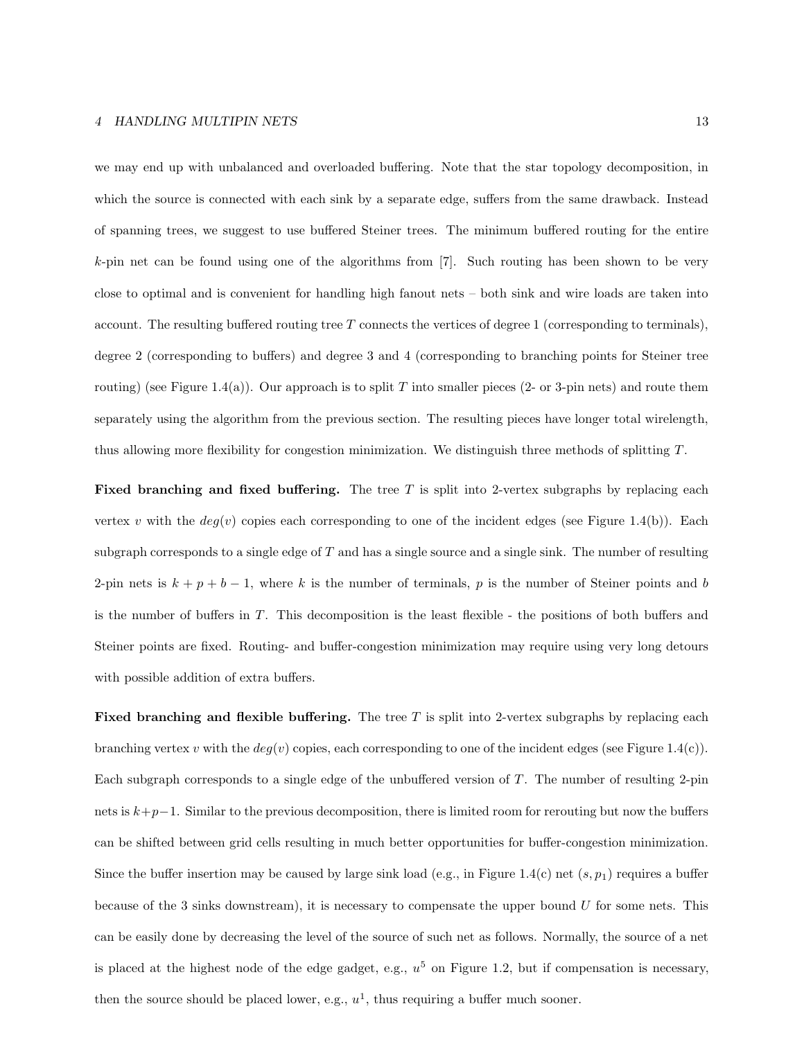we may end up with unbalanced and overloaded buffering. Note that the star topology decomposition, in which the source is connected with each sink by a separate edge, suffers from the same drawback. Instead of spanning trees, we suggest to use buffered Steiner trees. The minimum buffered routing for the entire $k$-pin net can be found using one of the algorithms from [7]. Such routing has been shown to be very close to optimal and is convenient for handling high fanout nets – both sink and wire loads are taken into account. The resulting buffered routing tree $T$ connects the vertices of degree 1 (corresponding to terminals), degree 2 (corresponding to buffers) and degree 3 and 4 (corresponding to branching points for Steiner tree routing) (see Figure 1.4(a)). Our approach is to split $T$ into smaller pieces (2- or 3-pin nets) and route them separately using the algorithm from the previous section. The resulting pieces have longer total wirelength, thus allowing more flexibility for congestion minimization. We distinguish three methods of splitting $T$.

**Fixed branching and fixed buffering.** The tree $T$ is split into 2-vertex subgraphs by replacing each vertex $v$ with the $deg(v)$ copies each corresponding to one of the incident edges (see Figure 1.4(b)). Each subgraph corresponds to a single edge of $T$ and has a single source and a single sink. The number of resulting 2-pin nets is $k + p + b - 1$, where $k$ is the number of terminals, $p$ is the number of Steiner points and $b$ is the number of buffers in $T$. This decomposition is the least flexible - the positions of both buffers and Steiner points are fixed. Routing- and buffer-congestion minimization may require using very long detours with possible addition of extra buffers.

**Fixed branching and flexible buffering.** The tree $T$ is split into 2-vertex subgraphs by replacing each branching vertex $v$ with the $deg(v)$ copies, each corresponding to one of the incident edges (see Figure 1.4(c)). Each subgraph corresponds to a single edge of the unbuffered version of $T$. The number of resulting 2-pin nets is $k+p-1$. Similar to the previous decomposition, there is limited room for rerouting but now the buffers can be shifted between grid cells resulting in much better opportunities for buffer-congestion minimization. Since the buffer insertion may be caused by large sink load (e.g., in Figure 1.4(c) net $(s, p_1)$ requires a buffer because of the 3 sinks downstream), it is necessary to compensate the upper bound $U$ for some nets. This can be easily done by decreasing the level of the source of such net as follows. Normally, the source of a net is placed at the highest node of the edge gadget, e.g., $u^5$ on Figure 1.2, but if compensation is necessary, then the source should be placed lower, e.g., $u^1$, thus requiring a buffer much sooner.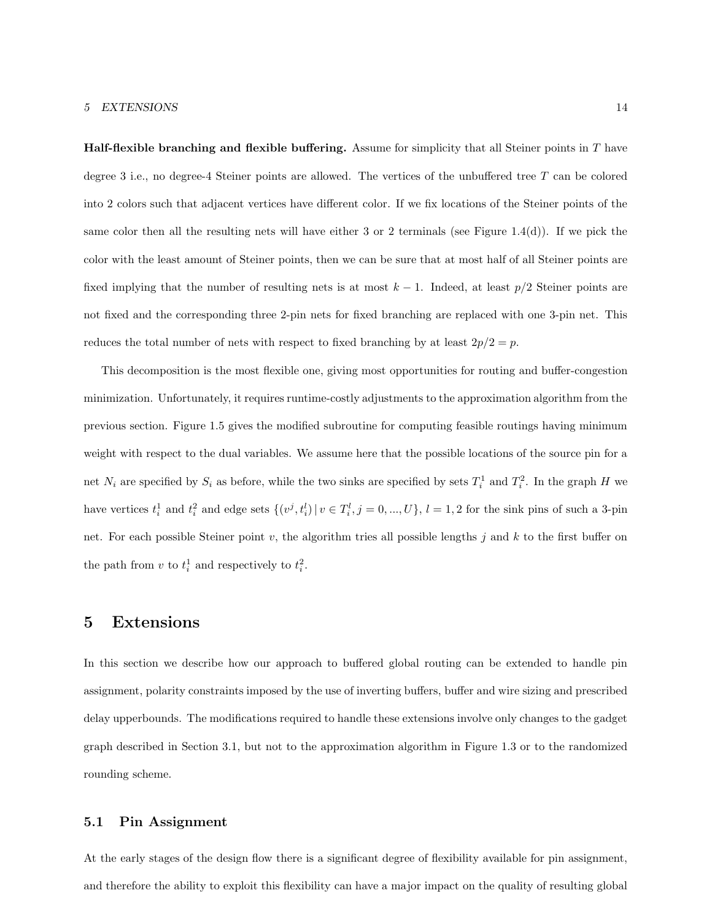**Half-flexible branching and flexible buffering.** Assume for simplicity that all Steiner points in $T$ have degree 3 i.e., no degree-4 Steiner points are allowed. The vertices of the unbuffered tree $T$ can be colored into 2 colors such that adjacent vertices have different color. If we fix locations of the Steiner points of the same color then all the resulting nets will have either 3 or 2 terminals (see Figure 1.4(d)). If we pick the color with the least amount of Steiner points, then we can be sure that at most half of all Steiner points are fixed implying that the number of resulting nets is at most $k-1$. Indeed, at least $p/2$ Steiner points are not fixed and the corresponding three 2-pin nets for fixed branching are replaced with one 3-pin net. This reduces the total number of nets with respect to fixed branching by at least $2p/2 = p$.

This decomposition is the most flexible one, giving most opportunities for routing and buffer-congestion minimization. Unfortunately, it requires runtime-costly adjustments to the approximation algorithm from the previous section. Figure 1.5 gives the modified subroutine for computing feasible routings having minimum weight with respect to the dual variables. We assume here that the possible locations of the source pin for a net $N_i$ are specified by $S_i$ as before, while the two sinks are specified by sets $T_i^1$ and $T_i^2$. In the graph $H$ we have vertices $t_i^1$ and $t_i^2$ and edge sets $\{(v^j, t_i^l) \mid v \in T_i^l, j = 0, ..., U\}$, $l = 1, 2$ for the sink pins of such a 3-pin net. For each possible Steiner point $v$, the algorithm tries all possible lengths $j$ and $k$ to the first buffer on the path from $v$ to $t_i^1$ and respectively to $t_i^2$.

# 5 Extensions

In this section we describe how our approach to buffered global routing can be extended to handle pin assignment, polarity constraints imposed by the use of inverting buffers, buffer and wire sizing and prescribed delay upperbounds. The modifications required to handle these extensions involve only changes to the gadget graph described in Section 3.1, but not to the approximation algorithm in Figure 1.3 or to the randomized rounding scheme.

## 5.1 Pin Assignment

At the early stages of the design flow there is a significant degree of flexibility available for pin assignment, and therefore the ability to exploit this flexibility can have a major impact on the quality of resulting global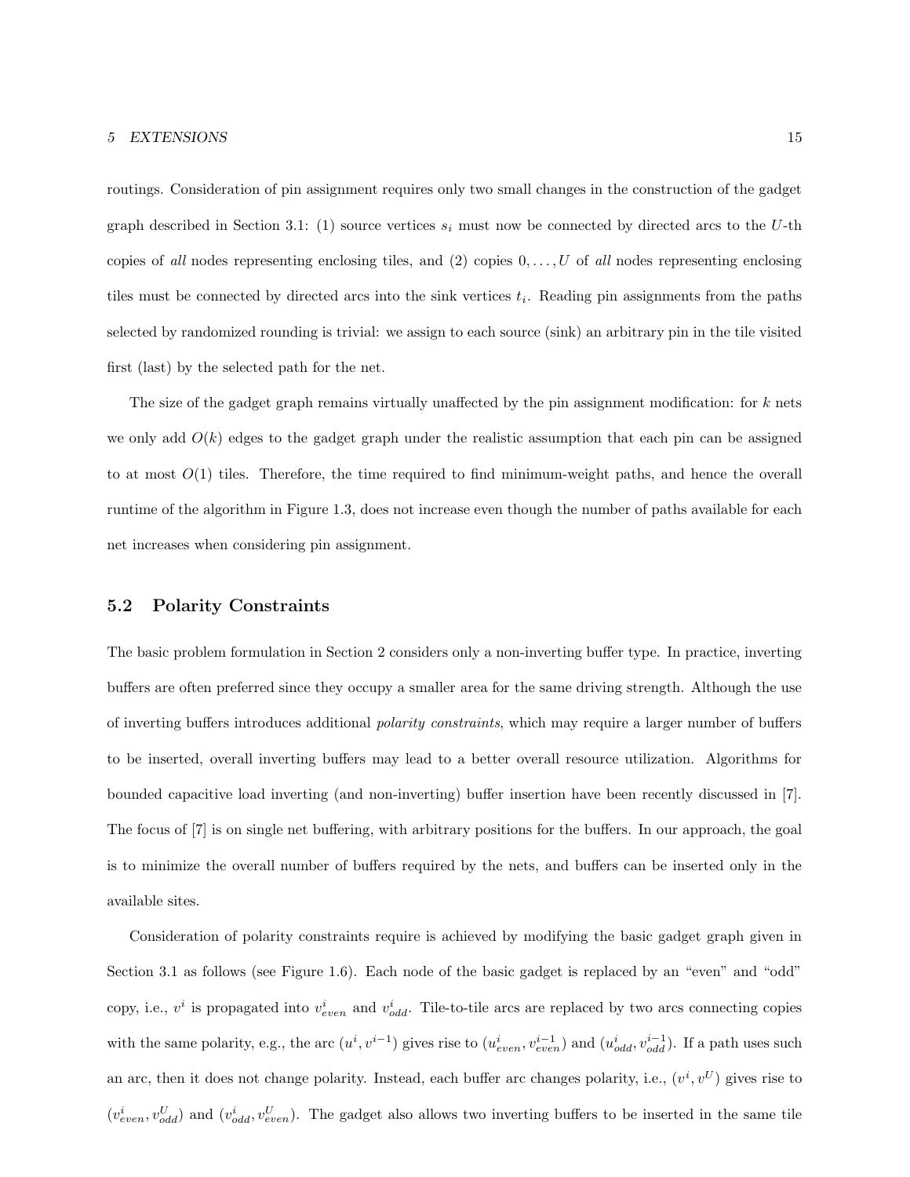routings. Consideration of pin assignment requires only two small changes in the construction of the gadget graph described in Section 3.1: (1) source vertices $s_i$ must now be connected by directed arcs to the $U$-th copies of *all* nodes representing enclosing tiles, and (2) copies $0, \ldots, U$ of *all* nodes representing enclosing tiles must be connected by directed arcs into the sink vertices $t_i$. Reading pin assignments from the paths selected by randomized rounding is trivial: we assign to each source (sink) an arbitrary pin in the tile visited first (last) by the selected path for the net.

The size of the gadget graph remains virtually unaffected by the pin assignment modification: for $k$ nets we only add $O(k)$ edges to the gadget graph under the realistic assumption that each pin can be assigned to at most $O(1)$ tiles. Therefore, the time required to find minimum-weight paths, and hence the overall runtime of the algorithm in Figure 1.3, does not increase even though the number of paths available for each net increases when considering pin assignment.

## 5.2 Polarity Constraints

The basic problem formulation in Section 2 considers only a non-inverting buffer type. In practice, inverting buffers are often preferred since they occupy a smaller area for the same driving strength. Although the use of inverting buffers introduces additional *polarity constraints*, which may require a larger number of buffers to be inserted, overall inverting buffers may lead to a better overall resource utilization. Algorithms for bounded capacitive load inverting (and non-inverting) buffer insertion have been recently discussed in [7]. The focus of [7] is on single net buffering, with arbitrary positions for the buffers. In our approach, the goal is to minimize the overall number of buffers required by the nets, and buffers can be inserted only in the available sites.

Consideration of polarity constraints require is achieved by modifying the basic gadget graph given in Section 3.1 as follows (see Figure 1.6). Each node of the basic gadget is replaced by an "even" and "odd" copy, i.e., $v^i$ is propagated into $v^i_{even}$ and $v^i_{odd}$. Tile-to-tile arcs are replaced by two arcs connecting copies with the same polarity, e.g., the arc $(u^i, v^{i-1})$ gives rise to $(u^i_{even}, v^{i-1}_{even})$ and $(u^i_{odd}, v^{i-1}_{odd})$. If a path uses such an arc, then it does not change polarity. Instead, each buffer arc changes polarity, i.e., $(v^i, v^U)$ gives rise to $(v^i_{even}, v^U_{odd})$ and $(v^i_{odd}, v^U_{even})$. The gadget also allows two inverting buffers to be inserted in the same tile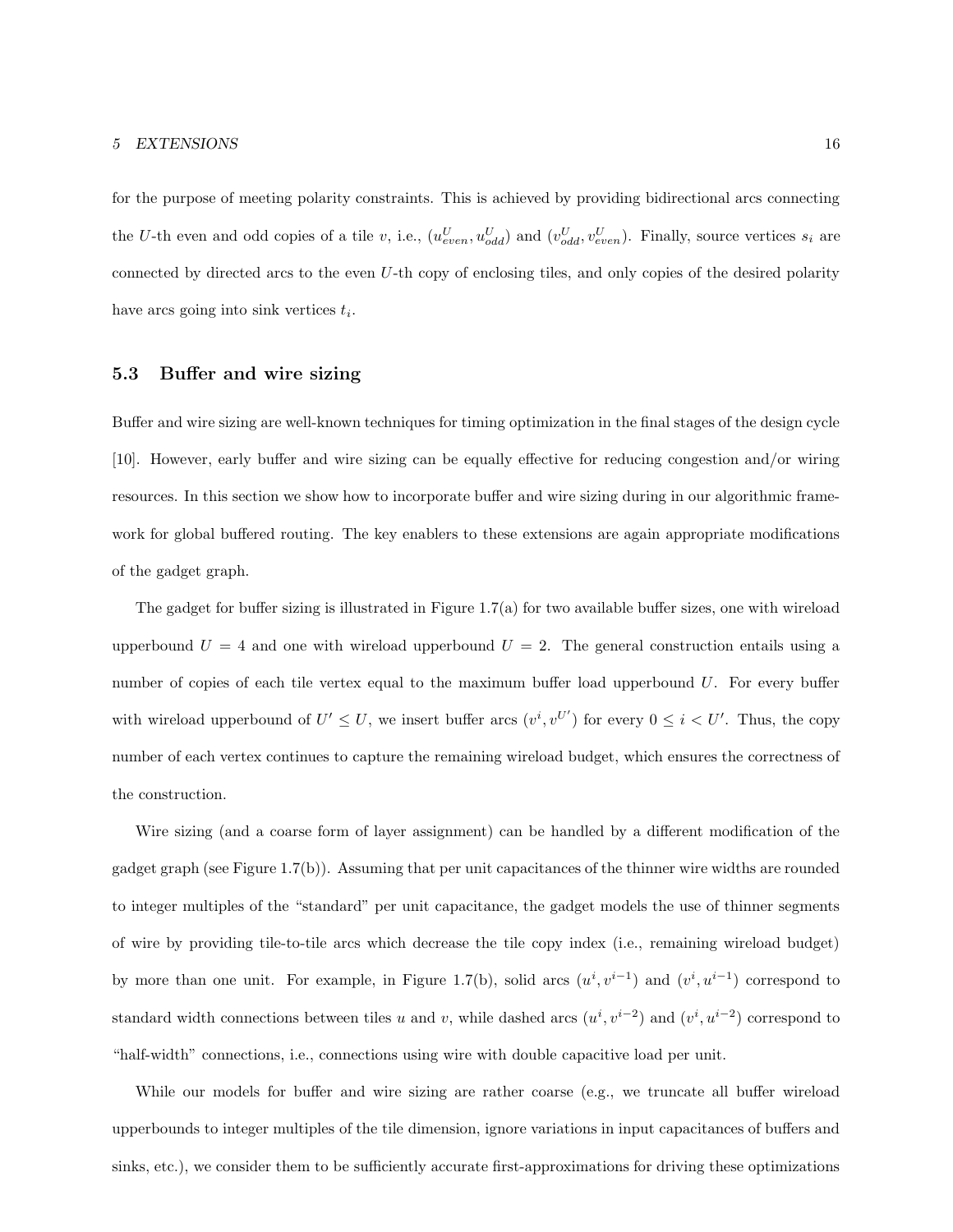for the purpose of meeting polarity constraints. This is achieved by providing bidirectional arcs connecting the $U$-th even and odd copies of a tile $v$, i.e., $(u^U_{even}, u^U_{odd})$ and $(v^U_{odd}, v^U_{even})$. Finally, source vertices $s_i$ are connected by directed arcs to the even $U$-th copy of enclosing tiles, and only copies of the desired polarity have arcs going into sink vertices $t_i$.

### 5.3 Buffer and wire sizing

Buffer and wire sizing are well-known techniques for timing optimization in the final stages of the design cycle [10]. However, early buffer and wire sizing can be equally effective for reducing congestion and/or wiring resources. In this section we show how to incorporate buffer and wire sizing during in our algorithmic framework for global buffered routing. The key enablers to these extensions are again appropriate modifications of the gadget graph.

The gadget for buffer sizing is illustrated in Figure 1.7(a) for two available buffer sizes, one with wireload upperbound $U = 4$ and one with wireload upperbound $U = 2$. The general construction entails using a number of copies of each tile vertex equal to the maximum buffer load upperbound $U$. For every buffer with wireload upperbound of $U' \leq U$, we insert buffer arcs $(v^i, v^{U'})$ for every $0 \leq i < U'$. Thus, the copy number of each vertex continues to capture the remaining wireload budget, which ensures the correctness of the construction.

Wire sizing (and a coarse form of layer assignment) can be handled by a different modification of the gadget graph (see Figure 1.7(b)). Assuming that per unit capacitances of the thinner wire widths are rounded to integer multiples of the "standard" per unit capacitance, the gadget models the use of thinner segments of wire by providing tile-to-tile arcs which decrease the tile copy index (i.e., remaining wireload budget) by more than one unit. For example, in Figure 1.7(b), solid arcs $(u^i, v^{i-1})$ and $(v^i, u^{i-1})$ correspond to standard width connections between tiles $u$ and $v$, while dashed arcs $(u^i, v^{i-2})$ and $(v^i, u^{i-2})$ correspond to "half-width" connections, i.e., connections using wire with double capacitive load per unit.

While our models for buffer and wire sizing are rather coarse (e.g., we truncate all buffer wireload upperbounds to integer multiples of the tile dimension, ignore variations in input capacitances of buffers and sinks, etc.), we consider them to be sufficiently accurate first-approximations for driving these optimizations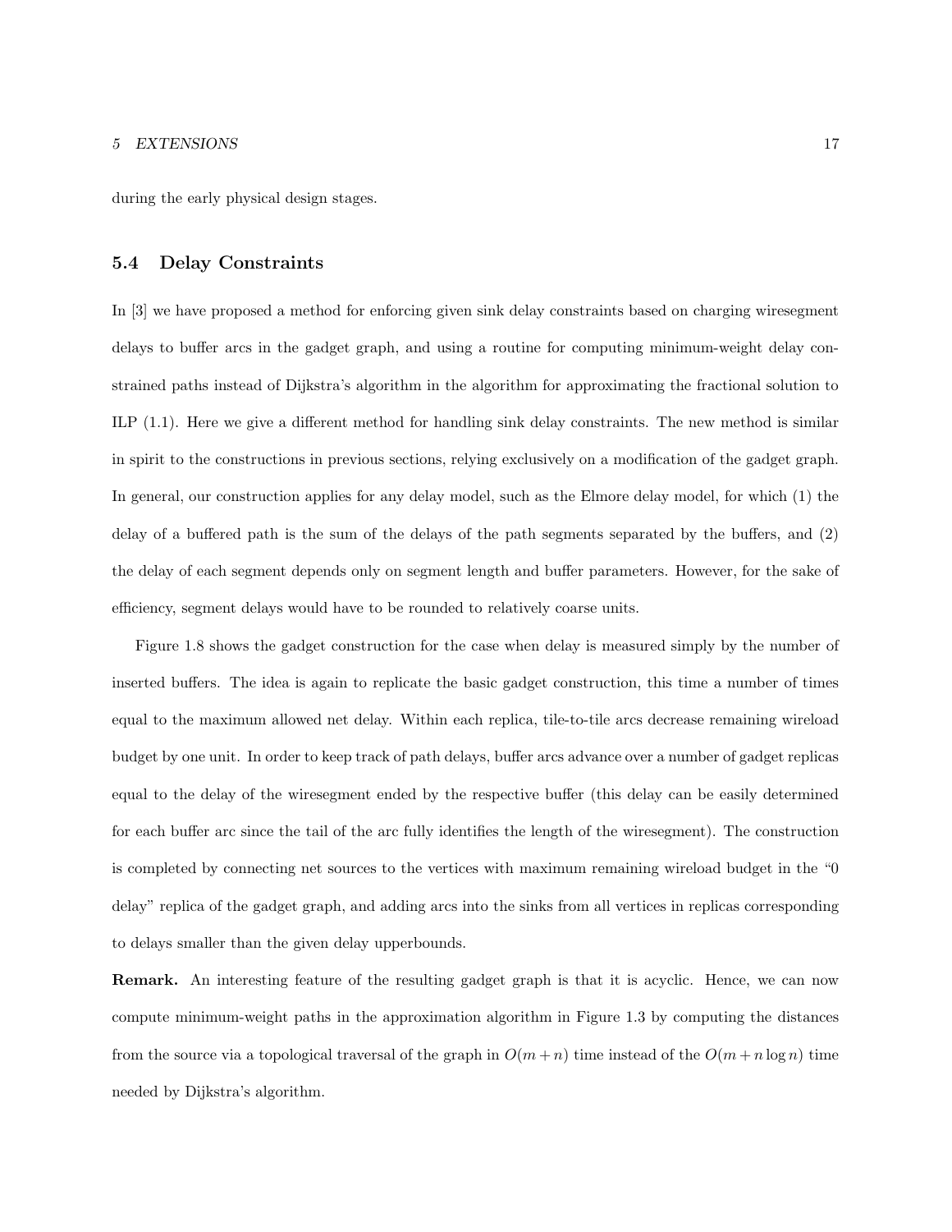during the early physical design stages.

## 5.4 Delay Constraints

In [3] we have proposed a method for enforcing given sink delay constraints based on charging wiresegment delays to buffer arcs in the gadget graph, and using a routine for computing minimum-weight delay constrained paths instead of Dijkstra's algorithm in the algorithm for approximating the fractional solution to ILP (1.1). Here we give a different method for handling sink delay constraints. The new method is similar in spirit to the constructions in previous sections, relying exclusively on a modification of the gadget graph. In general, our construction applies for any delay model, such as the Elmore delay model, for which (1) the delay of a buffered path is the sum of the delays of the path segments separated by the buffers, and (2) the delay of each segment depends only on segment length and buffer parameters. However, for the sake of efficiency, segment delays would have to be rounded to relatively coarse units.

Figure 1.8 shows the gadget construction for the case when delay is measured simply by the number of inserted buffers. The idea is again to replicate the basic gadget construction, this time a number of times equal to the maximum allowed net delay. Within each replica, tile-to-tile arcs decrease remaining wireload budget by one unit. In order to keep track of path delays, buffer arcs advance over a number of gadget replicas equal to the delay of the wiresegment ended by the respective buffer (this delay can be easily determined for each buffer arc since the tail of the arc fully identifies the length of the wiresegment). The construction is completed by connecting net sources to the vertices with maximum remaining wireload budget in the "0 delay" replica of the gadget graph, and adding arcs into the sinks from all vertices in replicas corresponding to delays smaller than the given delay upperbounds.

**Remark.** An interesting feature of the resulting gadget graph is that it is acyclic. Hence, we can now compute minimum-weight paths in the approximation algorithm in Figure 1.3 by computing the distances from the source via a topological traversal of the graph in $O(m + n)$ time instead of the $O(m + n \log n)$ time needed by Dijkstra's algorithm.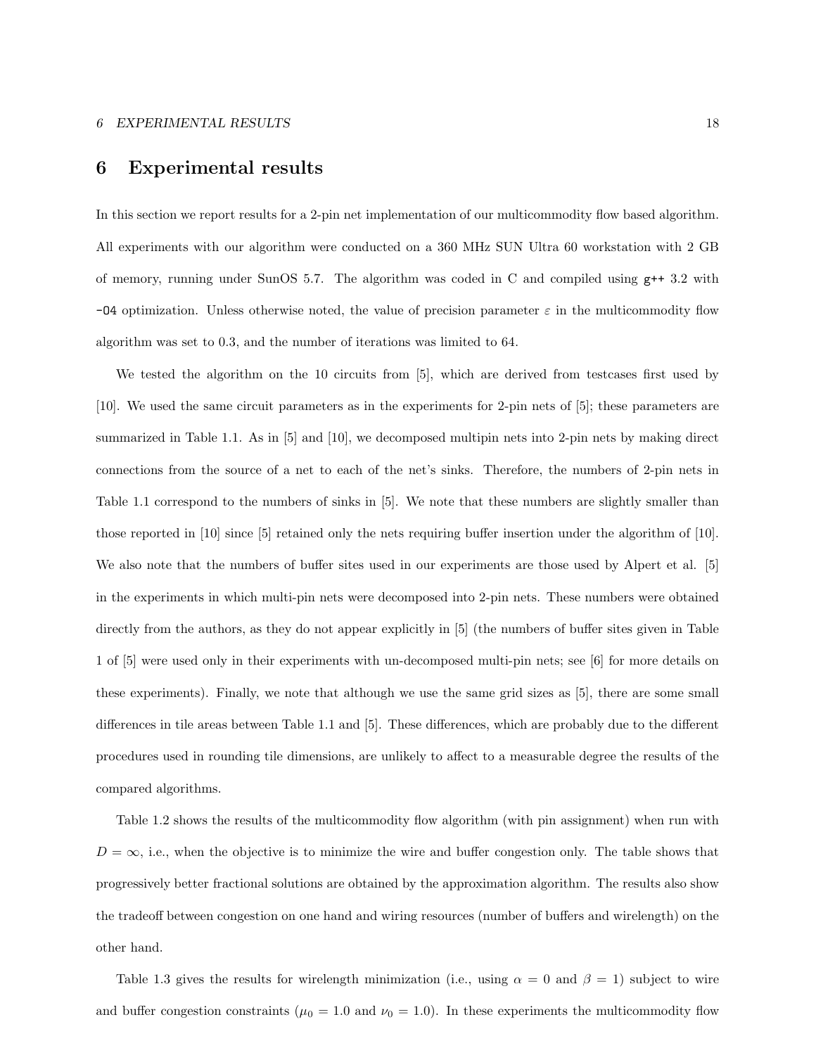# 6 Experimental results

In this section we report results for a 2-pin net implementation of our multicommodity flow based algorithm. All experiments with our algorithm were conducted on a 360 MHz SUN Ultra 60 workstation with 2 GB of memory, running under SunOS 5.7. The algorithm was coded in C and compiled using `g++` 3.2 with `-O4` optimization. Unless otherwise noted, the value of precision parameter $\varepsilon$ in the multicommodity flow algorithm was set to 0.3, and the number of iterations was limited to 64.

We tested the algorithm on the 10 circuits from [5], which are derived from testcases first used by [10]. We used the same circuit parameters as in the experiments for 2-pin nets of [5]; these parameters are summarized in Table 1.1. As in [5] and [10], we decomposed multipin nets into 2-pin nets by making direct connections from the source of a net to each of the net's sinks. Therefore, the numbers of 2-pin nets in Table 1.1 correspond to the numbers of sinks in [5]. We note that these numbers are slightly smaller than those reported in [10] since [5] retained only the nets requiring buffer insertion under the algorithm of [10]. We also note that the numbers of buffer sites used in our experiments are those used by Alpert et al. [5] in the experiments in which multi-pin nets were decomposed into 2-pin nets. These numbers were obtained directly from the authors, as they do not appear explicitly in [5] (the numbers of buffer sites given in Table 1 of [5] were used only in their experiments with un-decomposed multi-pin nets; see [6] for more details on these experiments). Finally, we note that although we use the same grid sizes as [5], there are some small differences in tile areas between Table 1.1 and [5]. These differences, which are probably due to the different procedures used in rounding tile dimensions, are unlikely to affect to a measurable degree the results of the compared algorithms.

Table 1.2 shows the results of the multicommodity flow algorithm (with pin assignment) when run with $D = \infty$, i.e., when the objective is to minimize the wire and buffer congestion only. The table shows that progressively better fractional solutions are obtained by the approximation algorithm. The results also show the tradeoff between congestion on one hand and wiring resources (number of buffers and wirelength) on the other hand.

Table 1.3 gives the results for wirelength minimization (i.e., using $\alpha = 0$ and $\beta = 1$) subject to wire and buffer congestion constraints ($\mu_0 = 1.0$ and $\nu_0 = 1.0$). In these experiments the multicommodity flow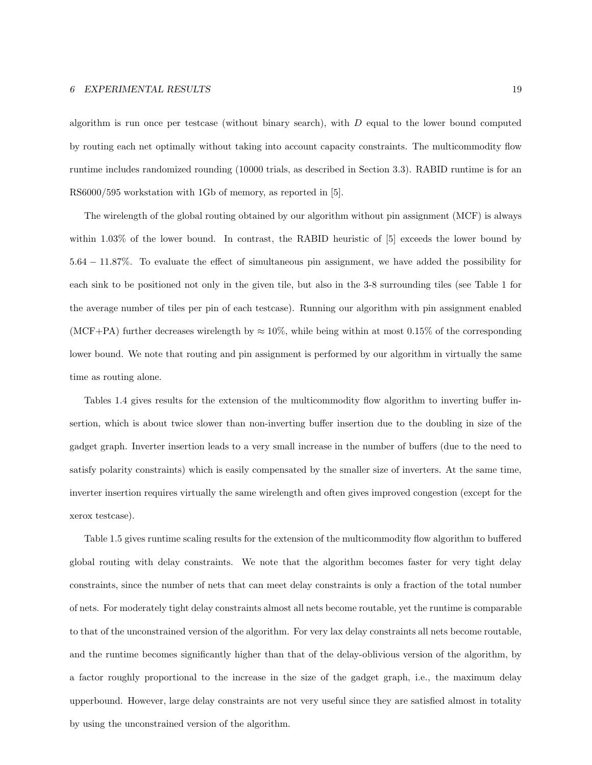algorithm is run once per testcase (without binary search), with $D$ equal to the lower bound computed by routing each net optimally without taking into account capacity constraints. The multicommodity flow runtime includes randomized rounding (10000 trials, as described in Section 3.3). RABID runtime is for an RS6000/595 workstation with 1Gb of memory, as reported in [5].

The wirelength of the global routing obtained by our algorithm without pin assignment (MCF) is always within 1.03% of the lower bound. In contrast, the RABID heuristic of [5] exceeds the lower bound by $5.64 - 11.87\%$. To evaluate the effect of simultaneous pin assignment, we have added the possibility for each sink to be positioned not only in the given tile, but also in the 3-8 surrounding tiles (see Table 1 for the average number of tiles per pin of each testcase). Running our algorithm with pin assignment enabled (MCF+PA) further decreases wirelength by $\approx 10\%$, while being within at most 0.15% of the corresponding lower bound. We note that routing and pin assignment is performed by our algorithm in virtually the same time as routing alone.

Tables 1.4 gives results for the extension of the multicommodity flow algorithm to inverting buffer insertion, which is about twice slower than non-inverting buffer insertion due to the doubling in size of the gadget graph. Inverter insertion leads to a very small increase in the number of buffers (due to the need to satisfy polarity constraints) which is easily compensated by the smaller size of inverters. At the same time, inverter insertion requires virtually the same wirelength and often gives improved congestion (except for the xerox testcase).

Table 1.5 gives runtime scaling results for the extension of the multicommodity flow algorithm to buffered global routing with delay constraints. We note that the algorithm becomes faster for very tight delay constraints, since the number of nets that can meet delay constraints is only a fraction of the total number of nets. For moderately tight delay constraints almost all nets become routable, yet the runtime is comparable to that of the unconstrained version of the algorithm. For very lax delay constraints all nets become routable, and the runtime becomes significantly higher than that of the delay-oblivious version of the algorithm, by a factor roughly proportional to the increase in the size of the gadget graph, i.e., the maximum delay upperbound. However, large delay constraints are not very useful since they are satisfied almost in totality by using the unconstrained version of the algorithm.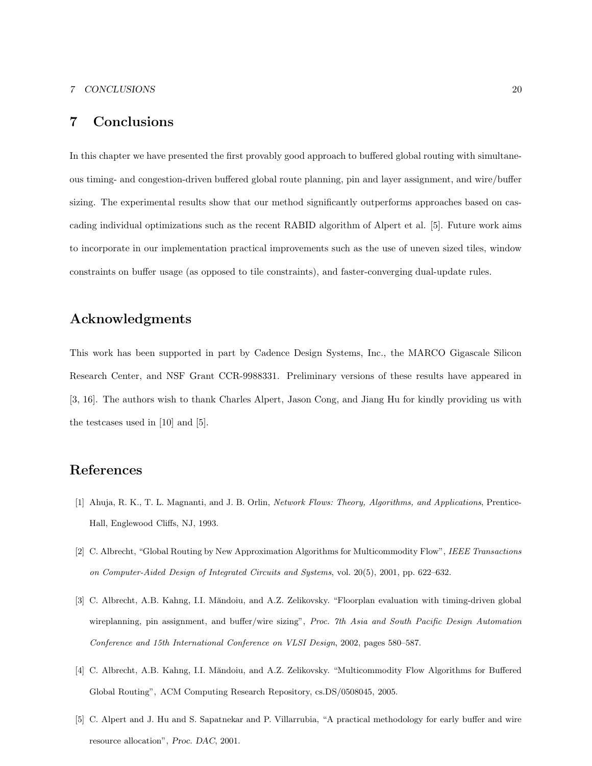# 7 Conclusions

In this chapter we have presented the first provably good approach to buffered global routing with simultaneous timing- and congestion-driven buffered global route planning, pin and layer assignment, and wire/buffer sizing. The experimental results show that our method significantly outperforms approaches based on cascading individual optimizations such as the recent RABID algorithm of Alpert et al. [5]. Future work aims to incorporate in our implementation practical improvements such as the use of uneven sized tiles, window constraints on buffer usage (as opposed to tile constraints), and faster-converging dual-update rules.

# Acknowledgments

This work has been supported in part by Cadence Design Systems, Inc., the MARCO Gigascale Silicon Research Center, and NSF Grant CCR-9988331. Preliminary versions of these results have appeared in [3, 16]. The authors wish to thank Charles Alpert, Jason Cong, and Jiang Hu for kindly providing us with the testcases used in [10] and [5].

# References

[1] Ahuja, R. K., T. L. Magnanti, and J. B. Orlin, *Network Flows: Theory, Algorithms, and Applications*, Prentice-Hall, Englewood Cliffs, NJ, 1993.

[2] C. Albrecht, "Global Routing by New Approximation Algorithms for Multicommodity Flow", *IEEE Transactions on Computer-Aided Design of Integrated Circuits and Systems*, vol. 20(5), 2001, pp. 622–632.

[3] C. Albrecht, A.B. Kahng, I.I. Măndoiu, and A.Z. Zelikovsky. "Floorplan evaluation with timing-driven global wireplanning, pin assignment, and buffer/wire sizing", *Proc. 7th Asia and South Pacific Design Automation Conference and 15th International Conference on VLSI Design*, 2002, pages 580–587.

[4] C. Albrecht, A.B. Kahng, I.I. Măndoiu, and A.Z. Zelikovsky. "Multicommodity Flow Algorithms for Buffered Global Routing", ACM Computing Research Repository, cs.DS/0508045, 2005.

[5] C. Alpert and J. Hu and S. Sapatnekar and P. Villarrubia, "A practical methodology for early buffer and wire resource allocation", *Proc. DAC*, 2001.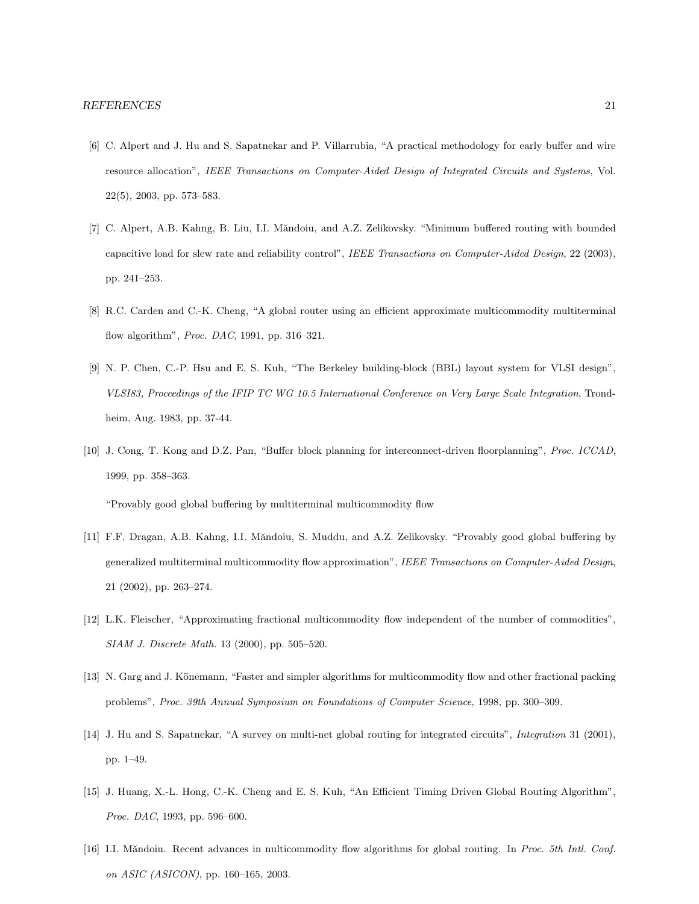[6] C. Alpert and J. Hu and S. Sapatnekar and P. Villarrubia, "A practical methodology for early buffer and wire resource allocation", *IEEE Transactions on Computer-Aided Design of Integrated Circuits and Systems*, Vol. 22(5), 2003, pp. 573–583.

[7] C. Alpert, A.B. Kahng, B. Liu, I.I. Măndoiu, and A.Z. Zelikovsky. "Minimum buffered routing with bounded capacitive load for slew rate and reliability control", *IEEE Transactions on Computer-Aided Design*, 22 (2003), pp. 241–253.

[8] R.C. Carden and C.-K. Cheng, "A global router using an efficient approximate multicommodity multiterminal flow algorithm", *Proc. DAC*, 1991, pp. 316–321.

[9] N. P. Chen, C.-P. Hsu and E. S. Kuh, "The Berkeley building-block (BBL) layout system for VLSI design", *VLSI83, Proceedings of the IFIP TC WG 10.5 International Conference on Very Large Scale Integration*, Trondheim, Aug. 1983, pp. 37-44.

[10] J. Cong, T. Kong and D.Z. Pan, "Buffer block planning for interconnect-driven floorplanning", *Proc. ICCAD*, 1999, pp. 358–363.

"Provably good global buffering by multiterminal multicommodity flow

[11] F.F. Dragan, A.B. Kahng, I.I. Măndoiu, S. Muddu, and A.Z. Zelikovsky. "Provably good global buffering by generalized multiterminal multicommodity flow approximation", *IEEE Transactions on Computer-Aided Design*, 21 (2002), pp. 263–274.

[12] L.K. Fleischer, "Approximating fractional multicommodity flow independent of the number of commodities", *SIAM J. Discrete Math.* 13 (2000), pp. 505–520.

[13] N. Garg and J. Könemann, "Faster and simpler algorithms for multicommodity flow and other fractional packing problems", *Proc. 39th Annual Symposium on Foundations of Computer Science*, 1998, pp. 300–309.

[14] J. Hu and S. Sapatnekar, "A survey on multi-net global routing for integrated circuits", *Integration* 31 (2001), pp. 1–49.

[15] J. Huang, X.-L. Hong, C.-K. Cheng and E. S. Kuh, "An Efficient Timing Driven Global Routing Algorithm", *Proc. DAC*, 1993, pp. 596–600.

[16] I.I. Măndoiu. Recent advances in nulticommodity flow algorithms for global routing. In *Proc. 5th Intl. Conf. on ASIC (ASICON)*, pp. 160–165, 2003.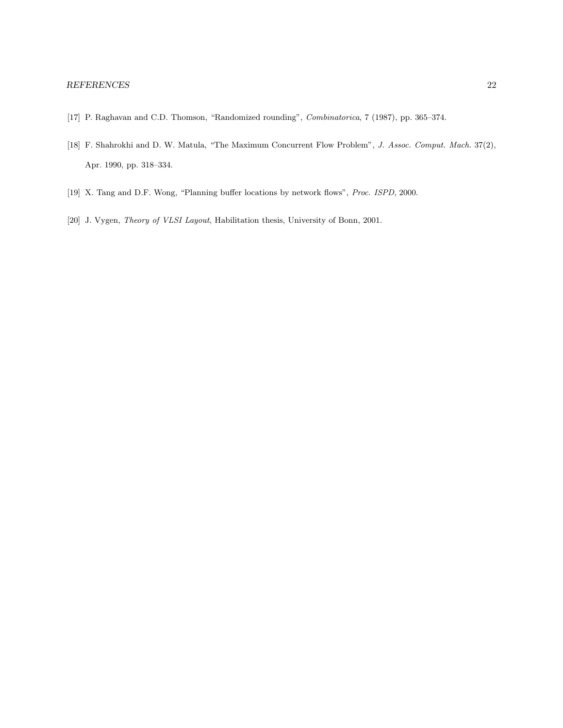[17] P. Raghavan and C.D. Thomson, "Randomized rounding", *Combinatorica*, 7 (1987), pp. 365–374.

[18] F. Shahrokhi and D. W. Matula, "The Maximum Concurrent Flow Problem", *J. Assoc. Comput. Mach.* 37(2), Apr. 1990, pp. 318–334.

[19] X. Tang and D.F. Wong, "Planning buffer locations by network flows", *Proc. ISPD*, 2000.

[20] J. Vygen, *Theory of VLSI Layout*, Habilitation thesis, University of Bonn, 2001.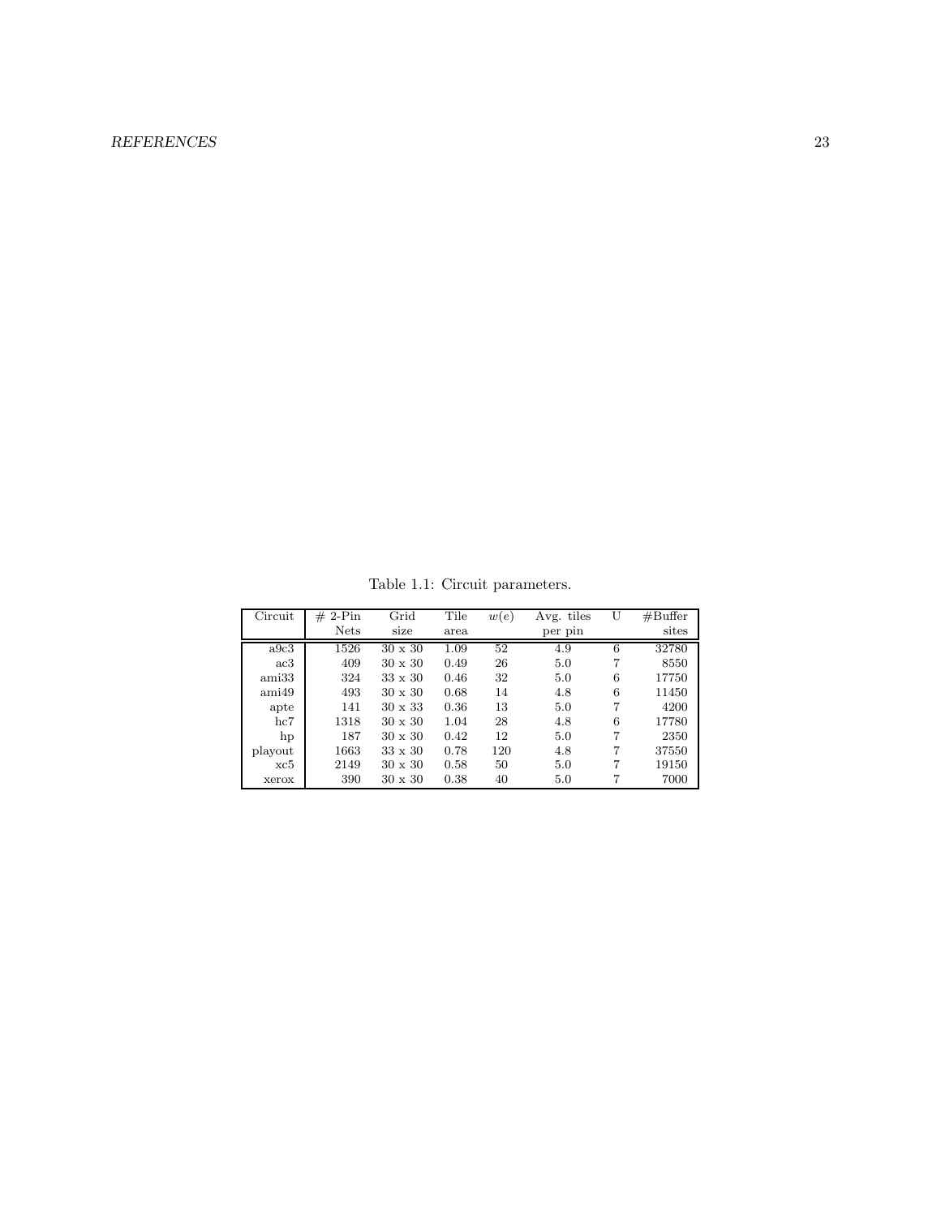Table 1.1: Circuit parameters.

| Circuit | # 2-Pin Nets | Grid size | Tile area | $w(e)$ | Avg. tiles per pin | U | #Buffer sites |
|---|---|---|---|---|---|---|---|
| a9c3 | 1526 | 30 x 30 | 1.09 | 52 | 4.9 | 6 | 32780 |
| ac3 | 409 | 30 x 30 | 0.49 | 26 | 5.0 | 7 | 8550 |
| ami33 | 324 | 33 x 30 | 0.46 | 32 | 5.0 | 6 | 17750 |
| ami49 | 493 | 30 x 30 | 0.68 | 14 | 4.8 | 6 | 11450 |
| apte | 141 | 30 x 33 | 0.36 | 13 | 5.0 | 7 | 4200 |
| hc7 | 1318 | 30 x 30 | 1.04 | 28 | 4.8 | 6 | 17780 |
| hp | 187 | 30 x 30 | 0.42 | 12 | 5.0 | 7 | 2350 |
| playout | 1663 | 33 x 30 | 0.78 | 120 | 4.8 | 7 | 37550 |
| xc5 | 2149 | 30 x 30 | 0.58 | 50 | 5.0 | 7 | 19150 |
| xerox | 390 | 30 x 30 | 0.38 | 40 | 5.0 | 7 | 7000 |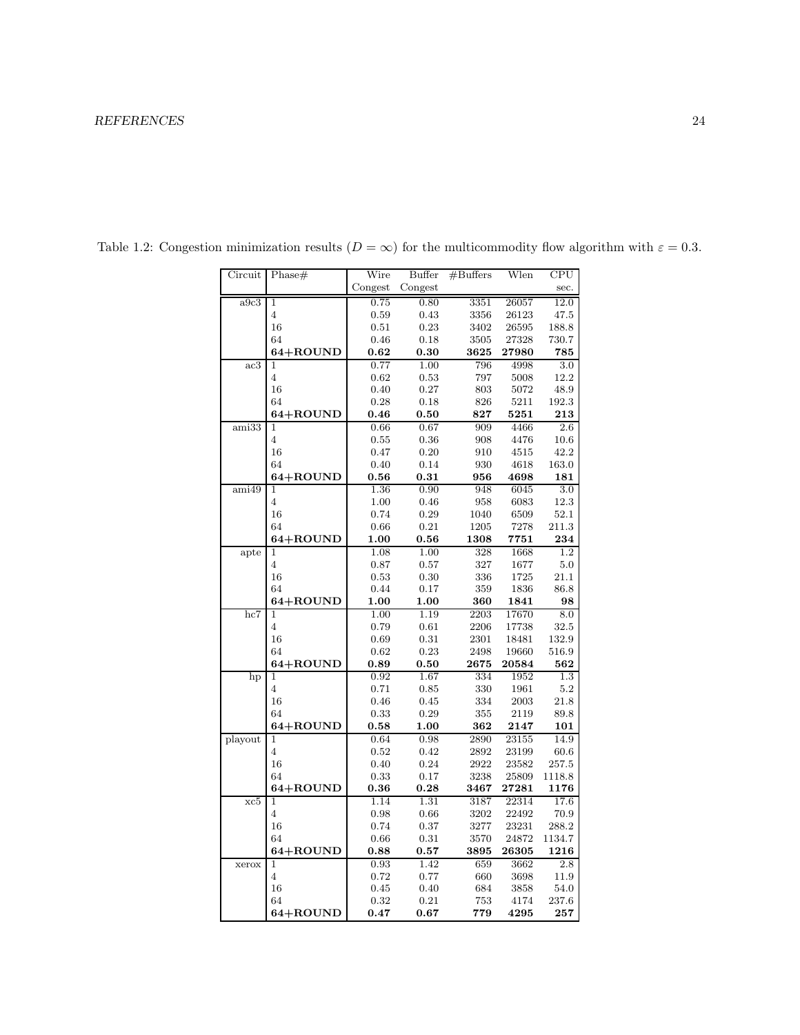Table 1.2: Congestion minimization results ($D = \infty$) for the multicommodity flow algorithm with $\varepsilon = 0.3$.

| Circuit | Phase# | Wire Congest | Buffer Congest | #Buffers | Wlen | CPU sec. |
|---|---|---|---|---|---|---|
| a9c3 | 1 | 0.75 | 0.80 | 3351 | 26057 | 12.0 |
| | 4 | 0.59 | 0.43 | 3356 | 26123 | 47.5 |
| | 16 | 0.51 | 0.23 | 3402 | 26595 | 188.8 |
| | 64 | 0.46 | 0.18 | 3505 | 27328 | 730.7 |
| | **64+ROUND** | **0.62** | **0.30** | **3625** | **27980** | **785** |
| ac3 | 1 | 0.77 | 1.00 | 796 | 4998 | 3.0 |
| | 4 | 0.62 | 0.53 | 797 | 5008 | 12.2 |
| | 16 | 0.40 | 0.27 | 803 | 5072 | 48.9 |
| | 64 | 0.28 | 0.18 | 826 | 5211 | 192.3 |
| | **64+ROUND** | **0.46** | **0.50** | **827** | **5251** | **213** |
| ami33 | 1 | 0.66 | 0.67 | 909 | 4466 | 2.6 |
| | 4 | 0.55 | 0.36 | 908 | 4476 | 10.6 |
| | 16 | 0.47 | 0.20 | 910 | 4515 | 42.2 |
| | 64 | 0.40 | 0.14 | 930 | 4618 | 163.0 |
| | **64+ROUND** | **0.56** | **0.31** | **956** | **4698** | **181** |
| ami49 | 1 | 1.36 | 0.90 | 948 | 6045 | 3.0 |
| | 4 | 1.00 | 0.46 | 958 | 6083 | 12.3 |
| | 16 | 0.74 | 0.29 | 1040 | 6509 | 52.1 |
| | 64 | 0.66 | 0.21 | 1205 | 7278 | 211.3 |
| | **64+ROUND** | **1.00** | **0.56** | **1308** | **7751** | **234** |
| apte | 1 | 1.08 | 1.00 | 328 | 1668 | 1.2 |
| | 4 | 0.87 | 0.57 | 327 | 1677 | 5.0 |
| | 16 | 0.53 | 0.30 | 336 | 1725 | 21.1 |
| | 64 | 0.44 | 0.17 | 359 | 1836 | 86.8 |
| | **64+ROUND** | **1.00** | **1.00** | **360** | **1841** | **98** |
| hc7 | 1 | 1.00 | 1.19 | 2203 | 17670 | 8.0 |
| | 4 | 0.79 | 0.61 | 2206 | 17738 | 32.5 |
| | 16 | 0.69 | 0.31 | 2301 | 18481 | 132.9 |
| | 64 | 0.62 | 0.23 | 2498 | 19660 | 516.9 |
| | **64+ROUND** | **0.89** | **0.50** | **2675** | **20584** | **562** |
| hp | 1 | 0.92 | 1.67 | 334 | 1952 | 1.3 |
| | 4 | 0.71 | 0.85 | 330 | 1961 | 5.2 |
| | 16 | 0.46 | 0.45 | 334 | 2003 | 21.8 |
| | 64 | 0.33 | 0.29 | 355 | 2119 | 89.8 |
| | **64+ROUND** | **0.58** | **1.00** | **362** | **2147** | **101** |
| playout | 1 | 0.64 | 0.98 | 2890 | 23155 | 14.9 |
| | 4 | 0.52 | 0.42 | 2892 | 23199 | 60.6 |
| | 16 | 0.40 | 0.24 | 2922 | 23582 | 257.5 |
| | 64 | 0.33 | 0.17 | 3238 | 25809 | 1118.8 |
| | **64+ROUND** | **0.36** | **0.28** | **3467** | **27281** | **1176** |
| xc5 | 1 | 1.14 | 1.31 | 3187 | 22314 | 17.6 |
| | 4 | 0.98 | 0.66 | 3202 | 22492 | 70.9 |
| | 16 | 0.74 | 0.37 | 3277 | 23231 | 288.2 |
| | 64 | 0.66 | 0.31 | 3570 | 24872 | 1134.7 |
| | **64+ROUND** | **0.88** | **0.57** | **3895** | **26305** | **1216** |
| xerox | 1 | 0.93 | 1.42 | 659 | 3662 | 2.8 |
| | 4 | 0.72 | 0.77 | 660 | 3698 | 11.9 |
| | 16 | 0.45 | 0.40 | 684 | 3858 | 54.0 |
| | 64 | 0.32 | 0.21 | 753 | 4174 | 237.6 |
| | **64+ROUND** | **0.47** | **0.67** | **779** | **4295** | **257** |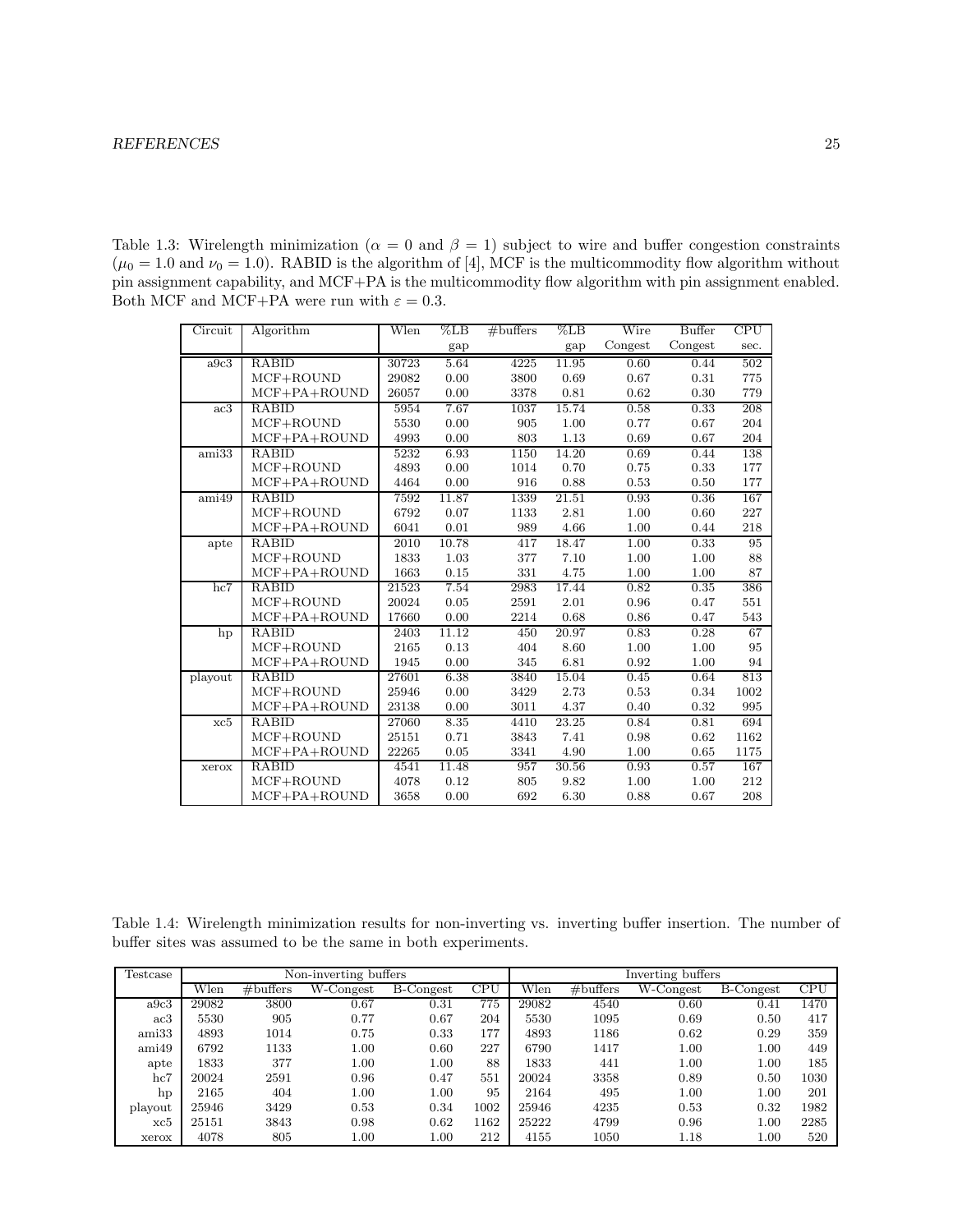Table 1.3: Wirelength minimization ($\alpha = 0$ and $\beta = 1$) subject to wire and buffer congestion constraints ($\mu_0 = 1.0$ and $\nu_0 = 1.0$). RABID is the algorithm of [4], MCF is the multicommodity flow algorithm without pin assignment capability, and MCF+PA is the multicommodity flow algorithm with pin assignment enabled. Both MCF and MCF+PA were run with $\varepsilon = 0.3$.

| Circuit | Algorithm | Wlen | %LB gap | #buffers | %LB gap | Wire Congest | Buffer Congest | CPU sec. |
|---|---|---|---|---|---|---|---|---|
| a9c3 | RABID | 30723 | 5.64 | 4225 | 11.95 | 0.60 | 0.44 | 502 |
| | MCF+ROUND | 29082 | 0.00 | 3800 | 0.69 | 0.67 | 0.31 | 775 |
| | MCF+PA+ROUND | 26057 | 0.00 | 3378 | 0.81 | 0.62 | 0.30 | 779 |
| ac3 | RABID | 5954 | 7.67 | 1037 | 15.74 | 0.58 | 0.33 | 208 |
| | MCF+ROUND | 5530 | 0.00 | 905 | 1.00 | 0.77 | 0.67 | 204 |
| | MCF+PA+ROUND | 4993 | 0.00 | 803 | 1.13 | 0.69 | 0.67 | 204 |
| ami33 | RABID | 5232 | 6.93 | 1150 | 14.20 | 0.69 | 0.44 | 138 |
| | MCF+ROUND | 4893 | 0.00 | 1014 | 0.70 | 0.75 | 0.33 | 177 |
| | MCF+PA+ROUND | 4464 | 0.00 | 916 | 0.88 | 0.53 | 0.50 | 177 |
| ami49 | RABID | 7592 | 11.87 | 1339 | 21.51 | 0.93 | 0.36 | 167 |
| | MCF+ROUND | 6792 | 0.07 | 1133 | 2.81 | 1.00 | 0.60 | 227 |
| | MCF+PA+ROUND | 6041 | 0.01 | 989 | 4.66 | 1.00 | 0.44 | 218 |
| apte | RABID | 2010 | 10.78 | 417 | 18.47 | 1.00 | 0.33 | 95 |
| | MCF+ROUND | 1833 | 1.03 | 377 | 7.10 | 1.00 | 1.00 | 88 |
| | MCF+PA+ROUND | 1663 | 0.15 | 331 | 4.75 | 1.00 | 1.00 | 87 |
| hc7 | RABID | 21523 | 7.54 | 2983 | 17.44 | 0.82 | 0.35 | 386 |
| | MCF+ROUND | 20024 | 0.05 | 2591 | 2.01 | 0.96 | 0.47 | 551 |
| | MCF+PA+ROUND | 17660 | 0.00 | 2214 | 0.68 | 0.86 | 0.47 | 543 |
| hp | RABID | 2403 | 11.12 | 450 | 20.97 | 0.83 | 0.28 | 67 |
| | MCF+ROUND | 2165 | 0.13 | 404 | 8.60 | 1.00 | 1.00 | 95 |
| | MCF+PA+ROUND | 1945 | 0.00 | 345 | 6.81 | 0.92 | 1.00 | 94 |
| playout | RABID | 27601 | 6.38 | 3840 | 15.04 | 0.45 | 0.64 | 813 |
| | MCF+ROUND | 25946 | 0.00 | 3429 | 2.73 | 0.53 | 0.34 | 1002 |
| | MCF+PA+ROUND | 23138 | 0.00 | 3011 | 4.37 | 0.40 | 0.32 | 995 |
| xc5 | RABID | 27060 | 8.35 | 4410 | 23.25 | 0.84 | 0.81 | 694 |
| | MCF+ROUND | 25151 | 0.71 | 3843 | 7.41 | 0.98 | 0.62 | 1162 |
| | MCF+PA+ROUND | 22265 | 0.05 | 3341 | 4.90 | 1.00 | 0.65 | 1175 |
| xerox | RABID | 4541 | 11.48 | 957 | 30.56 | 0.93 | 0.57 | 167 |
| | MCF+ROUND | 4078 | 0.12 | 805 | 9.82 | 1.00 | 1.00 | 212 |
| | MCF+PA+ROUND | 3658 | 0.00 | 692 | 6.30 | 0.88 | 0.67 | 208 |

Table 1.4: Wirelength minimization results for non-inverting vs. inverting buffer insertion. The number of buffer sites was assumed to be the same in both experiments.

| Testcase | Non-inverting buffers | | | | | Inverting buffers | | | | |
|---|---|---|---|---|---|---|---|---|---|---|
| | Wlen | #buffers | W-Congest | B-Congest | CPU | Wlen | #buffers | W-Congest | B-Congest | CPU |
| a9c3 | 29082 | 3800 | 0.67 | 0.31 | 775 | 29082 | 4540 | 0.60 | 0.41 | 1470 |
| ac3 | 5530 | 905 | 0.77 | 0.67 | 204 | 5530 | 1095 | 0.69 | 0.50 | 417 |
| ami33 | 4893 | 1014 | 0.75 | 0.33 | 177 | 4893 | 1186 | 0.62 | 0.29 | 359 |
| ami49 | 6792 | 1133 | 1.00 | 0.60 | 227 | 6790 | 1417 | 1.00 | 1.00 | 449 |
| apte | 1833 | 377 | 1.00 | 1.00 | 88 | 1833 | 441 | 1.00 | 1.00 | 185 |
| hc7 | 20024 | 2591 | 0.96 | 0.47 | 551 | 20024 | 3358 | 0.89 | 0.50 | 1030 |
| hp | 2165 | 404 | 1.00 | 1.00 | 95 | 2164 | 495 | 1.00 | 1.00 | 201 |
| playout | 25946 | 3429 | 0.53 | 0.34 | 1002 | 25946 | 4235 | 0.53 | 0.32 | 1982 |
| xc5 | 25151 | 3843 | 0.98 | 0.62 | 1162 | 25222 | 4799 | 0.96 | 1.00 | 2285 |
| xerox | 4078 | 805 | 1.00 | 1.00 | 212 | 4155 | 1050 | 1.18 | 1.00 | 520 |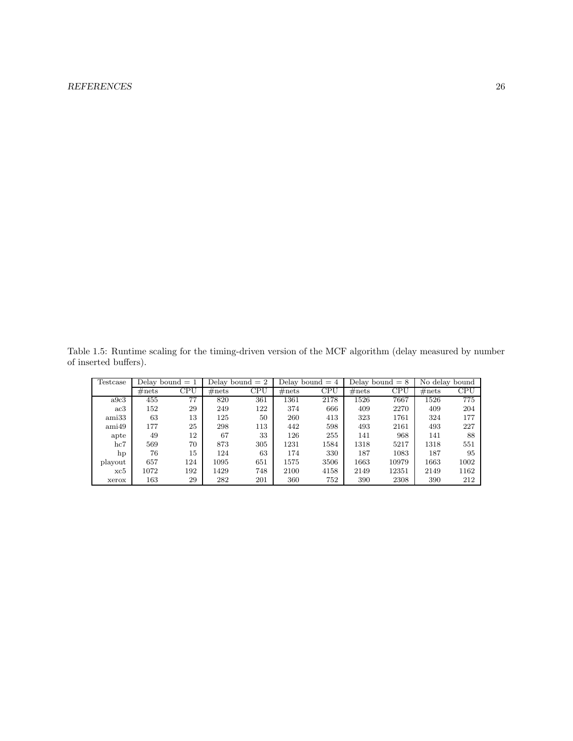Table 1.5: Runtime scaling for the timing-driven version of the MCF algorithm (delay measured by number of inserted buffers).

| Testcase | Delay bound = 1 | | Delay bound = 2 | | Delay bound = 4 | | Delay bound = 8 | | No delay bound | |
|---|---|---|---|---|---|---|---|---|---|---|
| | #nets | CPU | #nets | CPU | #nets | CPU | #nets | CPU | #nets | CPU |
| a9c3 | 455 | 77 | 820 | 361 | 1361 | 2178 | 1526 | 7667 | 1526 | 775 |
| ac3 | 152 | 29 | 249 | 122 | 374 | 666 | 409 | 2270 | 409 | 204 |
| ami33 | 63 | 13 | 125 | 50 | 260 | 413 | 323 | 1761 | 324 | 177 |
| ami49 | 177 | 25 | 298 | 113 | 442 | 598 | 493 | 2161 | 493 | 227 |
| apte | 49 | 12 | 67 | 33 | 126 | 255 | 141 | 968 | 141 | 88 |
| hc7 | 569 | 70 | 873 | 305 | 1231 | 1584 | 1318 | 5217 | 1318 | 551 |
| hp | 76 | 15 | 124 | 63 | 174 | 330 | 187 | 1083 | 187 | 95 |
| playout | 657 | 124 | 1095 | 651 | 1575 | 3506 | 1663 | 10979 | 1663 | 1002 |
| xc5 | 1072 | 192 | 1429 | 748 | 2100 | 4158 | 2149 | 12351 | 2149 | 1162 |
| xerox | 163 | 29 | 282 | 201 | 360 | 752 | 390 | 2308 | 390 | 212 |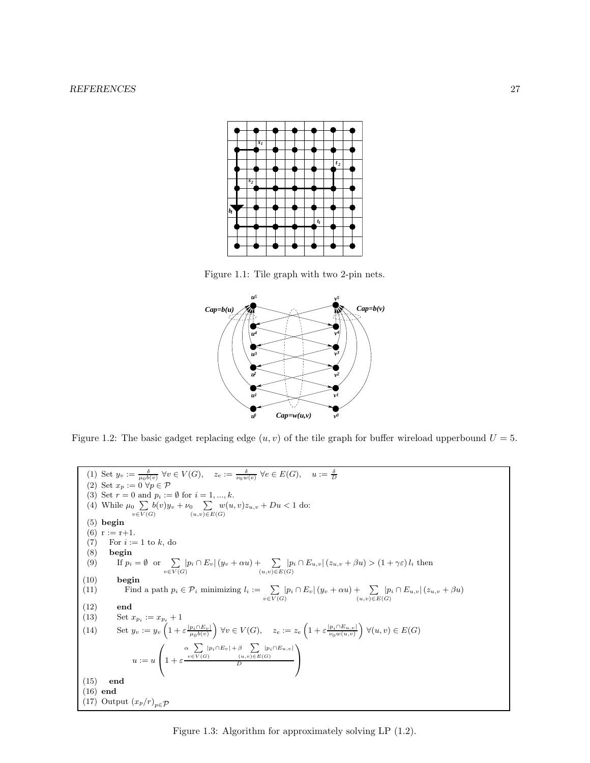Figure 1.1: Tile graph with two 2-pin nets.

Figure 1.2: The basic gadget replacing edge $(u, v)$ of the tile graph for buffer wireload upperbound $U = 5$.

(1) Set $y_v := \frac{\delta}{\mu_0 b(v)}$ $\forall v \in V(G)$, $\quad z_e := \frac{\delta}{\nu_0 w(e)}$ $\forall e \in E(G)$, $\quad u := \frac{\delta}{D}$

(2) Set $x_p := 0$ $\forall p \in \mathcal{P}$

(3) Set $r = 0$ and $p_i := \emptyset$ for $i = 1, ..., k$.

(4) While $\mu_0 \sum_{v \in V(G)} b(v) y_v + \nu_0 \sum_{(u,v) \in E(G)} w(u,v) z_{u,v} + Du < 1$ do:

(5) **begin**

(6) r := r+1.

(7) For $i := 1$ to $k$, do

(8) **begin**

(9) If $p_i = \emptyset$ or $\sum_{v \in V(G)} |p_i \cap E_v| (y_v + \alpha u) + \sum_{(u,v) \in E(G)} |p_i \cap E_{u,v}| (z_{u,v} + \beta u) > (1 + \gamma \varepsilon) l_i$ then

(10) **begin**

(11) Find a path $p_i \in \mathcal{P}_i$ minimizing $l_i := \sum_{v \in V(G)} |p_i \cap E_v| (y_v + \alpha u) + \sum_{(u,v) \in E(G)} |p_i \cap E_{u,v}| (z_{u,v} + \beta u)$

(12) **end**

(13) Set $x_{p_i} := x_{p_i} + 1$

(14) Set $y_v := y_v \left(1 + \varepsilon \frac{|p_i \cap E_v|}{\mu_0 b(v)}\right)$ $\forall v \in V(G)$, $\quad z_e := z_e \left(1 + \varepsilon \frac{|p_i \cap E_{u,v}|}{\nu_0 w(u,v)}\right)$ $\forall (u,v) \in E(G)$

$$u := u \left(1 + \varepsilon \frac{\alpha \sum_{v \in V(G)} |p_i \cap E_v| + \beta \sum_{(u,v) \in E(G)} |p_i \cap E_{u,v}|}{D}\right)$$

(15) **end**

(16) **end**

(17) Output $(x_p / r)_{p \in \mathcal{P}}$

Figure 1.3: Algorithm for approximately solving LP (1.2).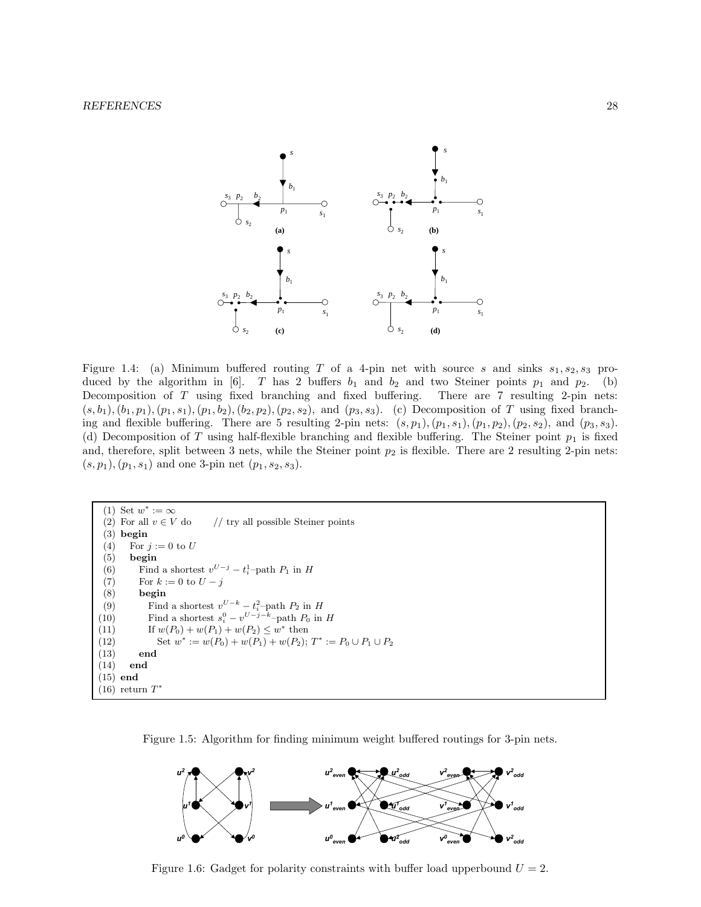Figure 1.4: (a) Minimum buffered routing $T$ of a 4-pin net with source $s$ and sinks $s_1, s_2, s_3$ produced by the algorithm in [6]. $T$ has 2 buffers $b_1$ and $b_2$ and two Steiner points $p_1$ and $p_2$. (b) Decomposition of $T$ using fixed branching and fixed buffering. There are 7 resulting 2-pin nets: $(s, b_1), (b_1, p_1), (p_1, s_1), (p_1, b_2), (b_2, p_2), (p_2, s_2)$, and $(p_3, s_3)$. (c) Decomposition of $T$ using fixed branching and flexible buffering. There are 5 resulting 2-pin nets: $(s, p_1), (p_1, s_1), (p_1, p_2), (p_2, s_2)$, and $(p_3, s_3)$. (d) Decomposition of $T$ using half-flexible branching and flexible buffering. The Steiner point $p_1$ is fixed and, therefore, split between 3 nets, while the Steiner point $p_2$ is flexible. There are 2 resulting 2-pin nets: $(s, p_1), (p_1, s_1)$ and one 3-pin net $(p_1, s_2, s_3)$.

```
 (1) Set w* := ∞
 (2) For all v ∈ V do        // try all possible Steiner points
 (3) begin
 (4)   For j := 0 to U
 (5)   begin
 (6)     Find a shortest v^{U-j} − t_i^1–path P_1 in H
 (7)     For k := 0 to U − j
 (8)     begin
 (9)       Find a shortest v^{U-k} − t_i^2–path P_2 in H
(10)       Find a shortest s_i^0 − v^{U-j-k}–path P_0 in H
(11)       If w(P_0) + w(P_1) + w(P_2) ≤ w* then
(12)         Set w* := w(P_0) + w(P_1) + w(P_2); T* := P_0 ∪ P_1 ∪ P_2
(13)     end
(14)   end
(15) end
(16) return T*
```

Figure 1.5: Algorithm for finding minimum weight buffered routings for 3-pin nets.

Figure 1.6: Gadget for polarity constraints with buffer load upperbound $U = 2$.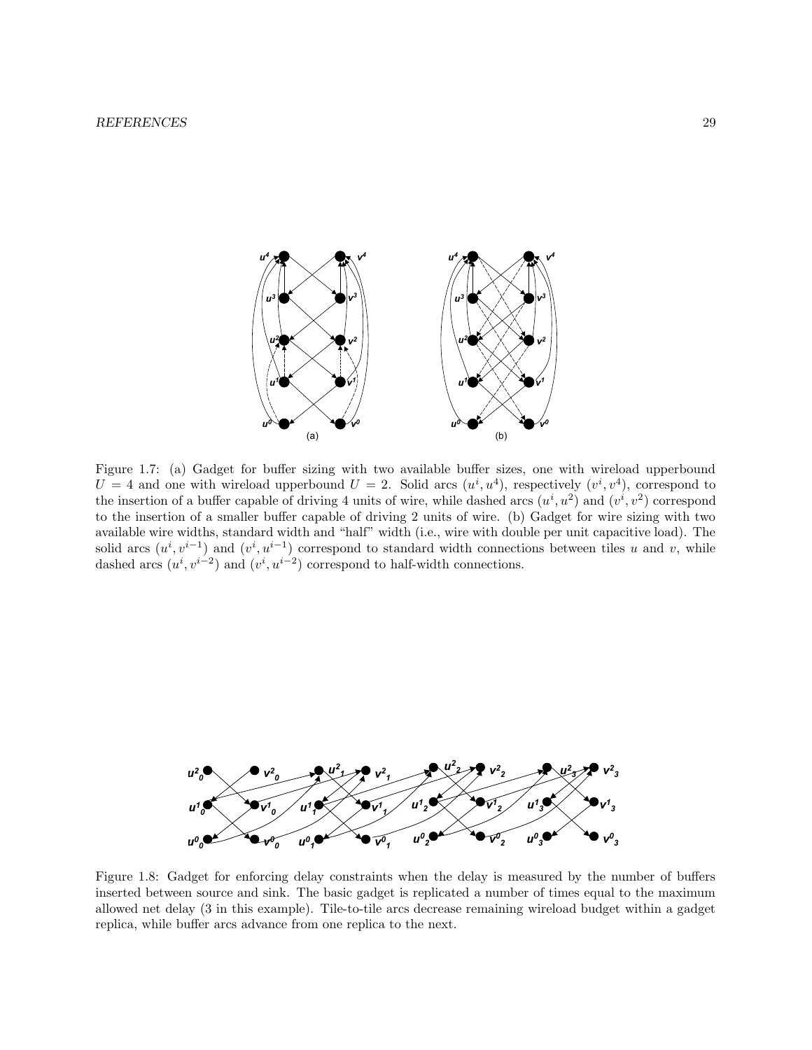u⁴ v⁴ u³ v³ u² v² u¹ v¹ u⁰ v⁰

(a)

(b)

Figure 1.7: (a) Gadget for buffer sizing with two available buffer sizes, one with wireload upperbound $U = 4$ and one with wireload upperbound $U = 2$. Solid arcs $(u^i, u^4)$, respectively $(v^i, v^4)$, correspond to the insertion of a buffer capable of driving 4 units of wire, while dashed arcs $(u^i, u^2)$ and $(v^i, v^2)$ correspond to the insertion of a smaller buffer capable of driving 2 units of wire. (b) Gadget for wire sizing with two available wire widths, standard width and "half" width (i.e., wire with double per unit capacitive load). The solid arcs $(u^i, v^{i-1})$ and $(v^i, u^{i-1})$ correspond to standard width connections between tiles $u$ and $v$, while dashed arcs $(u^i, v^{i-2})$ and $(v^i, u^{i-2})$ correspond to half-width connections.

Figure 1.8: Gadget for enforcing delay constraints when the delay is measured by the number of buffers inserted between source and sink. The basic gadget is replicated a number of times equal to the maximum allowed net delay (3 in this example). Tile-to-tile arcs decrease remaining wireload budget within a gadget replica, while buffer arcs advance from one replica to the next.